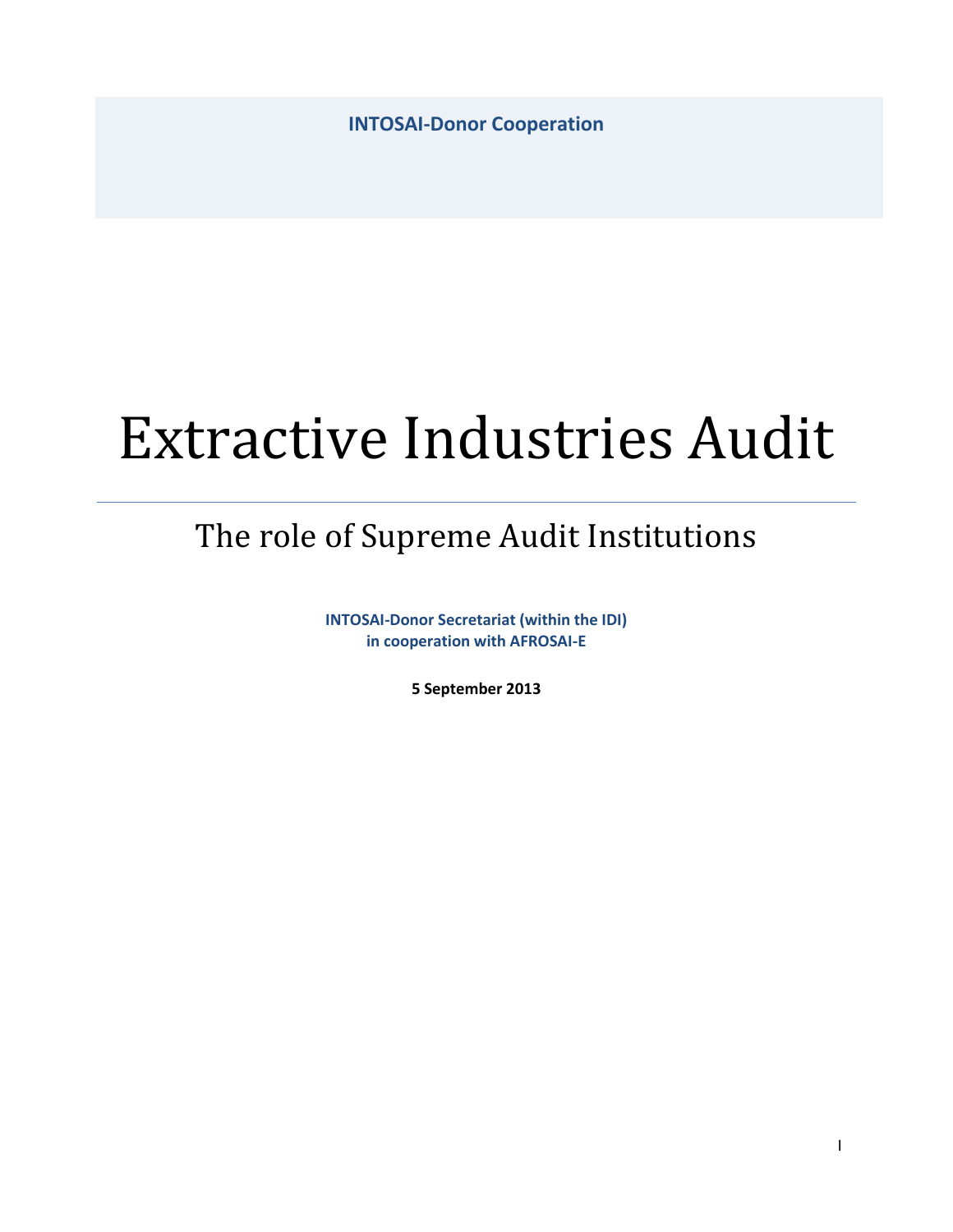**INTOSAI-Donor Cooperation**

# Extractive Industries Audit

## The role of Supreme Audit Institutions

**INTOSAI-Donor Secretariat (within the IDI)**
**in cooperation with AFROSAI-E**

**5 September 2013**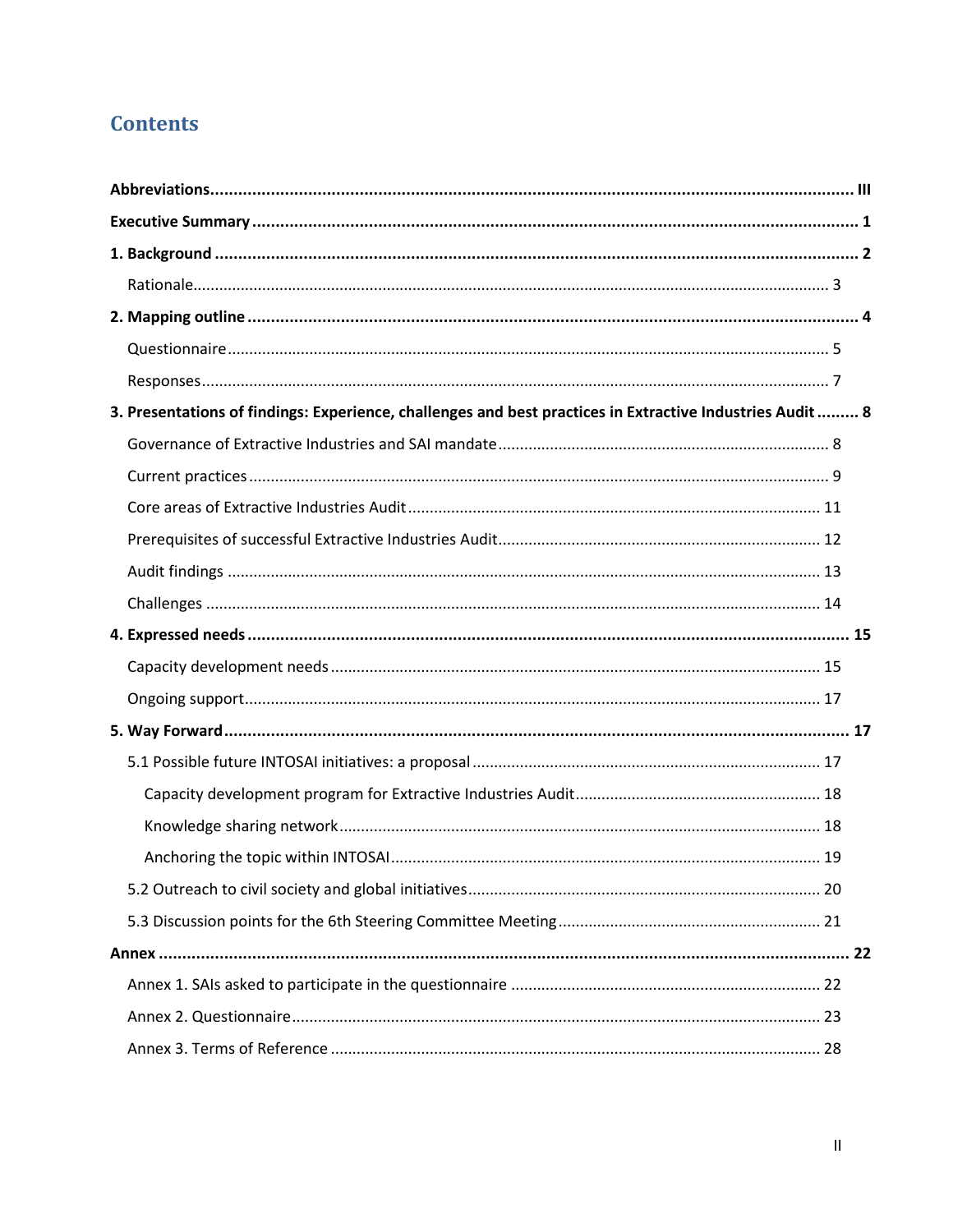## Contents

**Abbreviations** ... **III**

**Executive Summary** ... **1**

**1. Background** ... **2**

- Rationale ... 3

**2. Mapping outline** ... **4**

- Questionnaire ... 5
- Responses ... 7

**3. Presentations of findings: Experience, challenges and best practices in Extractive Industries Audit** ... **8**

- Governance of Extractive Industries and SAI mandate ... 8
- Current practices ... 9
- Core areas of Extractive Industries Audit ... 11
- Prerequisites of successful Extractive Industries Audit ... 12
- Audit findings ... 13
- Challenges ... 14

**4. Expressed needs** ... **15**

- Capacity development needs ... 15
- Ongoing support ... 17

**5. Way Forward** ... **17**

- 5.1 Possible future INTOSAI initiatives: a proposal ... 17
  - Capacity development program for Extractive Industries Audit ... 18
  - Knowledge sharing network ... 18
  - Anchoring the topic within INTOSAI ... 19
- 5.2 Outreach to civil society and global initiatives ... 20
- 5.3 Discussion points for the 6th Steering Committee Meeting ... 21

**Annex** ... **22**

- Annex 1. SAIs asked to participate in the questionnaire ... 22
- Annex 2. Questionnaire ... 23
- Annex 3. Terms of Reference ... 28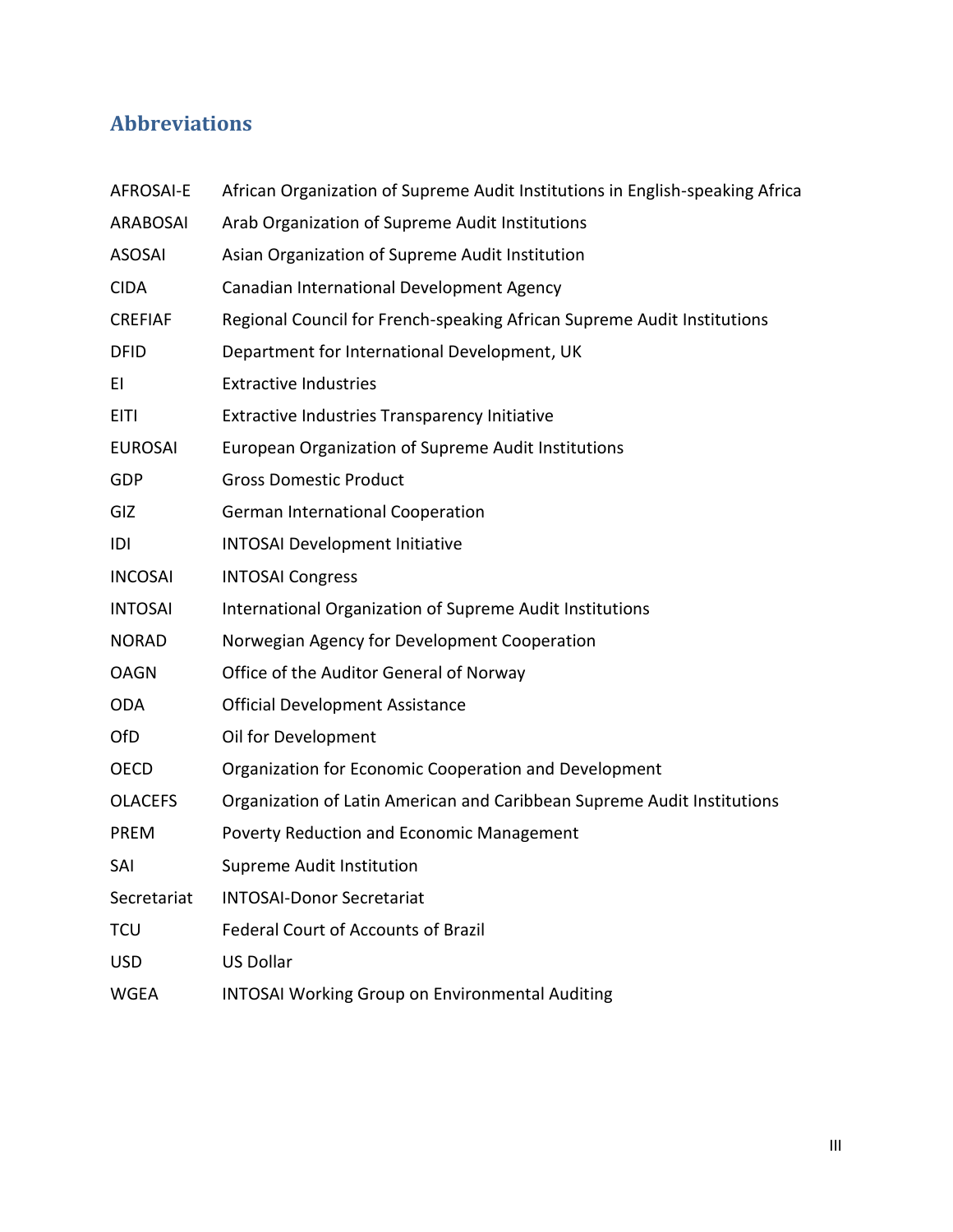## Abbreviations

| | |
|---|---|
| AFROSAI-E | African Organization of Supreme Audit Institutions in English-speaking Africa |
| ARABOSAI | Arab Organization of Supreme Audit Institutions |
| ASOSAI | Asian Organization of Supreme Audit Institution |
| CIDA | Canadian International Development Agency |
| CREFIAF | Regional Council for French-speaking African Supreme Audit Institutions |
| DFID | Department for International Development, UK |
| EI | Extractive Industries |
| EITI | Extractive Industries Transparency Initiative |
| EUROSAI | European Organization of Supreme Audit Institutions |
| GDP | Gross Domestic Product |
| GIZ | German International Cooperation |
| IDI | INTOSAI Development Initiative |
| INCOSAI | INTOSAI Congress |
| INTOSAI | International Organization of Supreme Audit Institutions |
| NORAD | Norwegian Agency for Development Cooperation |
| OAGN | Office of the Auditor General of Norway |
| ODA | Official Development Assistance |
| OfD | Oil for Development |
| OECD | Organization for Economic Cooperation and Development |
| OLACEFS | Organization of Latin American and Caribbean Supreme Audit Institutions |
| PREM | Poverty Reduction and Economic Management |
| SAI | Supreme Audit Institution |
| Secretariat | INTOSAI-Donor Secretariat |
| TCU | Federal Court of Accounts of Brazil |
| USD | US Dollar |
| WGEA | INTOSAI Working Group on Environmental Auditing |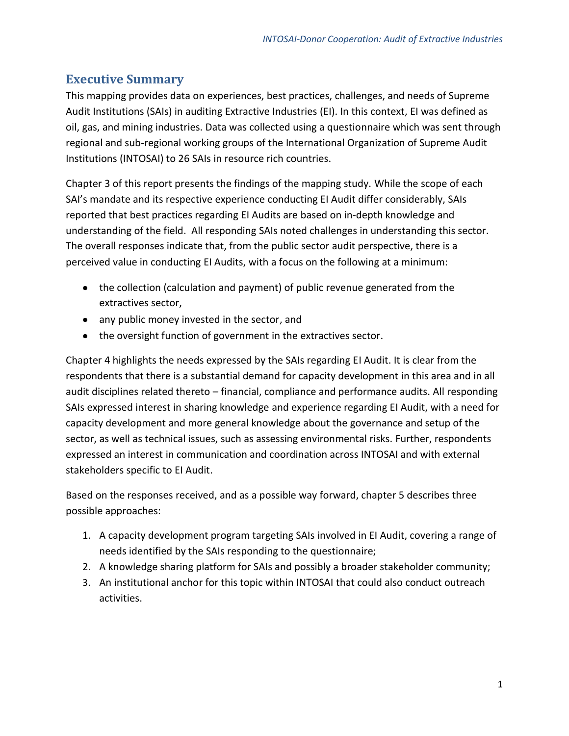## Executive Summary

This mapping provides data on experiences, best practices, challenges, and needs of Supreme Audit Institutions (SAIs) in auditing Extractive Industries (EI). In this context, EI was defined as oil, gas, and mining industries. Data was collected using a questionnaire which was sent through regional and sub-regional working groups of the International Organization of Supreme Audit Institutions (INTOSAI) to 26 SAIs in resource rich countries.

Chapter 3 of this report presents the findings of the mapping study. While the scope of each SAI's mandate and its respective experience conducting EI Audit differ considerably, SAIs reported that best practices regarding EI Audits are based on in-depth knowledge and understanding of the field. All responding SAIs noted challenges in understanding this sector. The overall responses indicate that, from the public sector audit perspective, there is a perceived value in conducting EI Audits, with a focus on the following at a minimum:

- the collection (calculation and payment) of public revenue generated from the extractives sector,
- any public money invested in the sector, and
- the oversight function of government in the extractives sector.

Chapter 4 highlights the needs expressed by the SAIs regarding EI Audit. It is clear from the respondents that there is a substantial demand for capacity development in this area and in all audit disciplines related thereto – financial, compliance and performance audits. All responding SAIs expressed interest in sharing knowledge and experience regarding EI Audit, with a need for capacity development and more general knowledge about the governance and setup of the sector, as well as technical issues, such as assessing environmental risks. Further, respondents expressed an interest in communication and coordination across INTOSAI and with external stakeholders specific to EI Audit.

Based on the responses received, and as a possible way forward, chapter 5 describes three possible approaches:

1. A capacity development program targeting SAIs involved in EI Audit, covering a range of needs identified by the SAIs responding to the questionnaire;
2. A knowledge sharing platform for SAIs and possibly a broader stakeholder community;
3. An institutional anchor for this topic within INTOSAI that could also conduct outreach activities.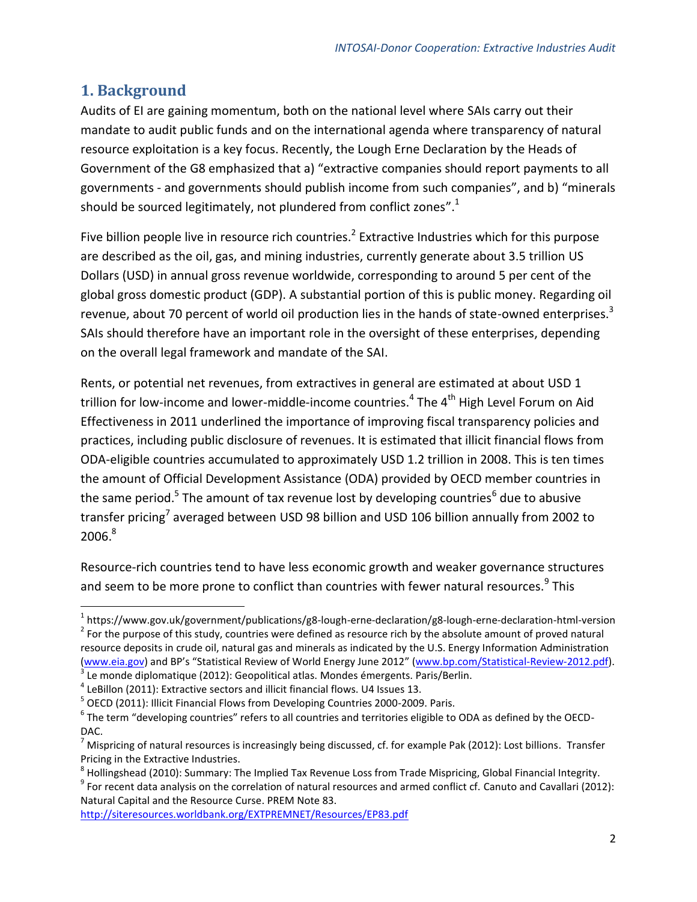## 1. Background

Audits of EI are gaining momentum, both on the national level where SAIs carry out their mandate to audit public funds and on the international agenda where transparency of natural resource exploitation is a key focus. Recently, the Lough Erne Declaration by the Heads of Government of the G8 emphasized that a) "extractive companies should report payments to all governments - and governments should publish income from such companies", and b) "minerals should be sourced legitimately, not plundered from conflict zones".[1]

Five billion people live in resource rich countries.[2] Extractive Industries which for this purpose are described as the oil, gas, and mining industries, currently generate about 3.5 trillion US Dollars (USD) in annual gross revenue worldwide, corresponding to around 5 per cent of the global gross domestic product (GDP). A substantial portion of this is public money. Regarding oil revenue, about 70 percent of world oil production lies in the hands of state-owned enterprises.[3] SAIs should therefore have an important role in the oversight of these enterprises, depending on the overall legal framework and mandate of the SAI.

Rents, or potential net revenues, from extractives in general are estimated at about USD 1 trillion for low-income and lower-middle-income countries.[4] The 4th High Level Forum on Aid Effectiveness in 2011 underlined the importance of improving fiscal transparency policies and practices, including public disclosure of revenues. It is estimated that illicit financial flows from ODA-eligible countries accumulated to approximately USD 1.2 trillion in 2008. This is ten times the amount of Official Development Assistance (ODA) provided by OECD member countries in the same period.[5] The amount of tax revenue lost by developing countries[6] due to abusive transfer pricing[7] averaged between USD 98 billion and USD 106 billion annually from 2002 to 2006.[8]

Resource-rich countries tend to have less economic growth and weaker governance structures and seem to be more prone to conflict than countries with fewer natural resources.[9] This

---

[1] https://www.gov.uk/government/publications/g8-lough-erne-declaration/g8-lough-erne-declaration-html-version

[2] For the purpose of this study, countries were defined as resource rich by the absolute amount of proved natural resource deposits in crude oil, natural gas and minerals as indicated by the U.S. Energy Information Administration (www.eia.gov) and BP's "Statistical Review of World Energy June 2012" (www.bp.com/Statistical-Review-2012.pdf).

[3] Le monde diplomatique (2012): Geopolitical atlas. Mondes émergents. Paris/Berlin.

[4] LeBillon (2011): Extractive sectors and illicit financial flows. U4 Issues 13.

[5] OECD (2011): Illicit Financial Flows from Developing Countries 2000-2009. Paris.

[6] The term "developing countries" refers to all countries and territories eligible to ODA as defined by the OECD-DAC.

[7] Mispricing of natural resources is increasingly being discussed, cf. for example Pak (2012): Lost billions. Transfer Pricing in the Extractive Industries.

[8] Hollingshead (2010): Summary: The Implied Tax Revenue Loss from Trade Mispricing, Global Financial Integrity.

[9] For recent data analysis on the correlation of natural resources and armed conflict cf. Canuto and Cavallari (2012): Natural Capital and the Resource Curse. PREM Note 83. http://siteresources.worldbank.org/EXTPREMNET/Resources/EP83.pdf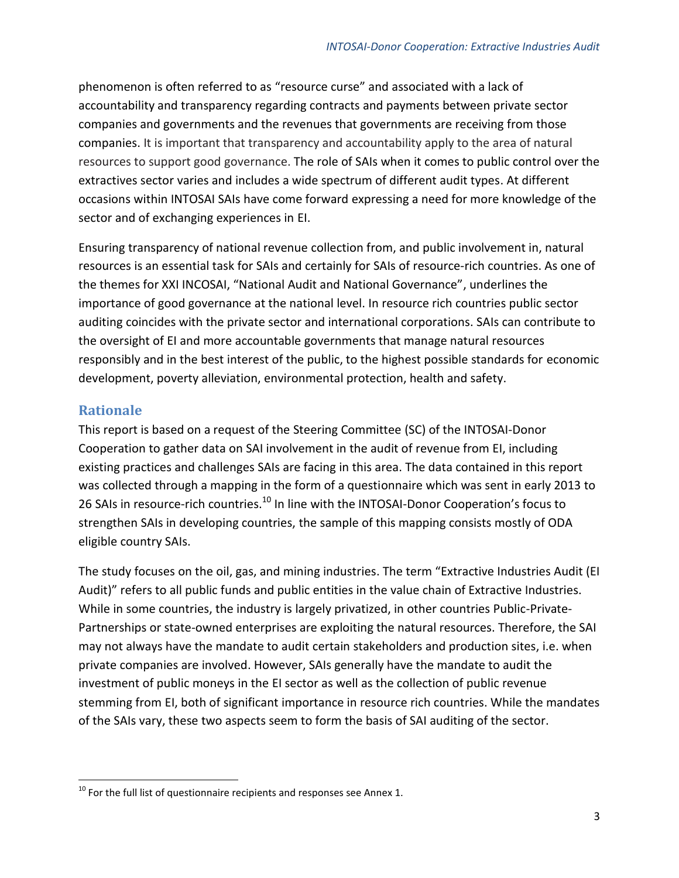phenomenon is often referred to as "resource curse" and associated with a lack of accountability and transparency regarding contracts and payments between private sector companies and governments and the revenues that governments are receiving from those companies. It is important that transparency and accountability apply to the area of natural resources to support good governance. The role of SAIs when it comes to public control over the extractives sector varies and includes a wide spectrum of different audit types. At different occasions within INTOSAI SAIs have come forward expressing a need for more knowledge of the sector and of exchanging experiences in EI.

Ensuring transparency of national revenue collection from, and public involvement in, natural resources is an essential task for SAIs and certainly for SAIs of resource-rich countries. As one of the themes for XXI INCOSAI, "National Audit and National Governance", underlines the importance of good governance at the national level. In resource rich countries public sector auditing coincides with the private sector and international corporations. SAIs can contribute to the oversight of EI and more accountable governments that manage natural resources responsibly and in the best interest of the public, to the highest possible standards for economic development, poverty alleviation, environmental protection, health and safety.

## Rationale

This report is based on a request of the Steering Committee (SC) of the INTOSAI-Donor Cooperation to gather data on SAI involvement in the audit of revenue from EI, including existing practices and challenges SAIs are facing in this area. The data contained in this report was collected through a mapping in the form of a questionnaire which was sent in early 2013 to 26 SAIs in resource-rich countries.[10] In line with the INTOSAI-Donor Cooperation's focus to strengthen SAIs in developing countries, the sample of this mapping consists mostly of ODA eligible country SAIs.

The study focuses on the oil, gas, and mining industries. The term "Extractive Industries Audit (EI Audit)" refers to all public funds and public entities in the value chain of Extractive Industries. While in some countries, the industry is largely privatized, in other countries Public-Private-Partnerships or state-owned enterprises are exploiting the natural resources. Therefore, the SAI may not always have the mandate to audit certain stakeholders and production sites, i.e. when private companies are involved. However, SAIs generally have the mandate to audit the investment of public moneys in the EI sector as well as the collection of public revenue stemming from EI, both of significant importance in resource rich countries. While the mandates of the SAIs vary, these two aspects seem to form the basis of SAI auditing of the sector.

[10] For the full list of questionnaire recipients and responses see Annex 1.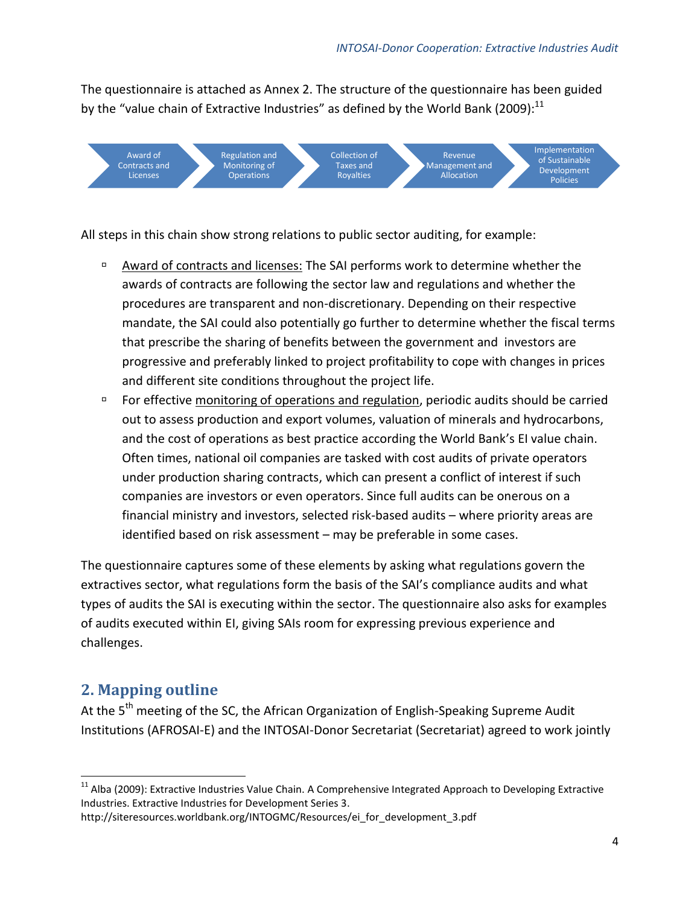The questionnaire is attached as Annex 2. The structure of the questionnaire has been guided by the "value chain of Extractive Industries" as defined by the World Bank (2009):[11]

Award of Contracts and Licenses → Regulation and Monitoring of Operations → Collection of Taxes and Royalties → Revenue Management and Allocation → Implementation of Sustainable Development Policies

All steps in this chain show strong relations to public sector auditing, for example:

- Award of contracts and licenses: The SAI performs work to determine whether the awards of contracts are following the sector law and regulations and whether the procedures are transparent and non-discretionary. Depending on their respective mandate, the SAI could also potentially go further to determine whether the fiscal terms that prescribe the sharing of benefits between the government and investors are progressive and preferably linked to project profitability to cope with changes in prices and different site conditions throughout the project life.
- For effective monitoring of operations and regulation, periodic audits should be carried out to assess production and export volumes, valuation of minerals and hydrocarbons, and the cost of operations as best practice according the World Bank's EI value chain. Often times, national oil companies are tasked with cost audits of private operators under production sharing contracts, which can present a conflict of interest if such companies are investors or even operators. Since full audits can be onerous on a financial ministry and investors, selected risk-based audits – where priority areas are identified based on risk assessment – may be preferable in some cases.

The questionnaire captures some of these elements by asking what regulations govern the extractives sector, what regulations form the basis of the SAI's compliance audits and what types of audits the SAI is executing within the sector. The questionnaire also asks for examples of audits executed within EI, giving SAIs room for expressing previous experience and challenges.

## 2. Mapping outline

At the 5th meeting of the SC, the African Organization of English-Speaking Supreme Audit Institutions (AFROSAI-E) and the INTOSAI-Donor Secretariat (Secretariat) agreed to work jointly

---

[11] Alba (2009): Extractive Industries Value Chain. A Comprehensive Integrated Approach to Developing Extractive Industries. Extractive Industries for Development Series 3.
http://siteresources.worldbank.org/INTOGMC/Resources/ei_for_development_3.pdf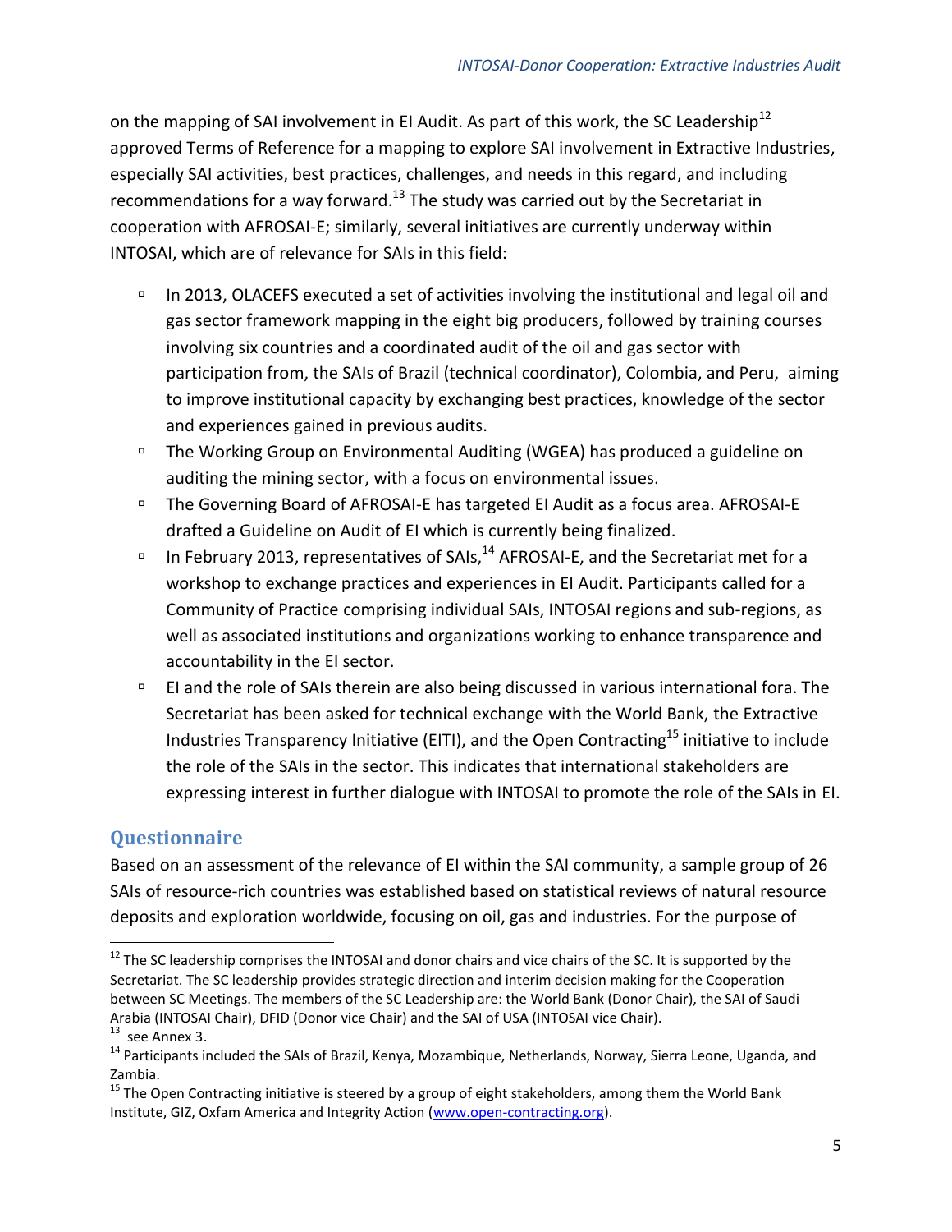on the mapping of SAI involvement in EI Audit. As part of this work, the SC Leadership[12] approved Terms of Reference for a mapping to explore SAI involvement in Extractive Industries, especially SAI activities, best practices, challenges, and needs in this regard, and including recommendations for a way forward.[13] The study was carried out by the Secretariat in cooperation with AFROSAI-E; similarly, several initiatives are currently underway within INTOSAI, which are of relevance for SAIs in this field:

- In 2013, OLACEFS executed a set of activities involving the institutional and legal oil and gas sector framework mapping in the eight big producers, followed by training courses involving six countries and a coordinated audit of the oil and gas sector with participation from, the SAIs of Brazil (technical coordinator), Colombia, and Peru, aiming to improve institutional capacity by exchanging best practices, knowledge of the sector and experiences gained in previous audits.
- The Working Group on Environmental Auditing (WGEA) has produced a guideline on auditing the mining sector, with a focus on environmental issues.
- The Governing Board of AFROSAI-E has targeted EI Audit as a focus area. AFROSAI-E drafted a Guideline on Audit of EI which is currently being finalized.
- In February 2013, representatives of SAIs,[14] AFROSAI-E, and the Secretariat met for a workshop to exchange practices and experiences in EI Audit. Participants called for a Community of Practice comprising individual SAIs, INTOSAI regions and sub-regions, as well as associated institutions and organizations working to enhance transparence and accountability in the EI sector.
- EI and the role of SAIs therein are also being discussed in various international fora. The Secretariat has been asked for technical exchange with the World Bank, the Extractive Industries Transparency Initiative (EITI), and the Open Contracting[15] initiative to include the role of the SAIs in the sector. This indicates that international stakeholders are expressing interest in further dialogue with INTOSAI to promote the role of the SAIs in EI.

## Questionnaire

Based on an assessment of the relevance of EI within the SAI community, a sample group of 26 SAIs of resource-rich countries was established based on statistical reviews of natural resource deposits and exploration worldwide, focusing on oil, gas and industries. For the purpose of

---

[12] The SC leadership comprises the INTOSAI and donor chairs and vice chairs of the SC. It is supported by the Secretariat. The SC leadership provides strategic direction and interim decision making for the Cooperation between SC Meetings. The members of the SC Leadership are: the World Bank (Donor Chair), the SAI of Saudi Arabia (INTOSAI Chair), DFID (Donor vice Chair) and the SAI of USA (INTOSAI vice Chair).

[13] see Annex 3.

[14] Participants included the SAIs of Brazil, Kenya, Mozambique, Netherlands, Norway, Sierra Leone, Uganda, and Zambia.

[15] The Open Contracting initiative is steered by a group of eight stakeholders, among them the World Bank Institute, GIZ, Oxfam America and Integrity Action (www.open-contracting.org).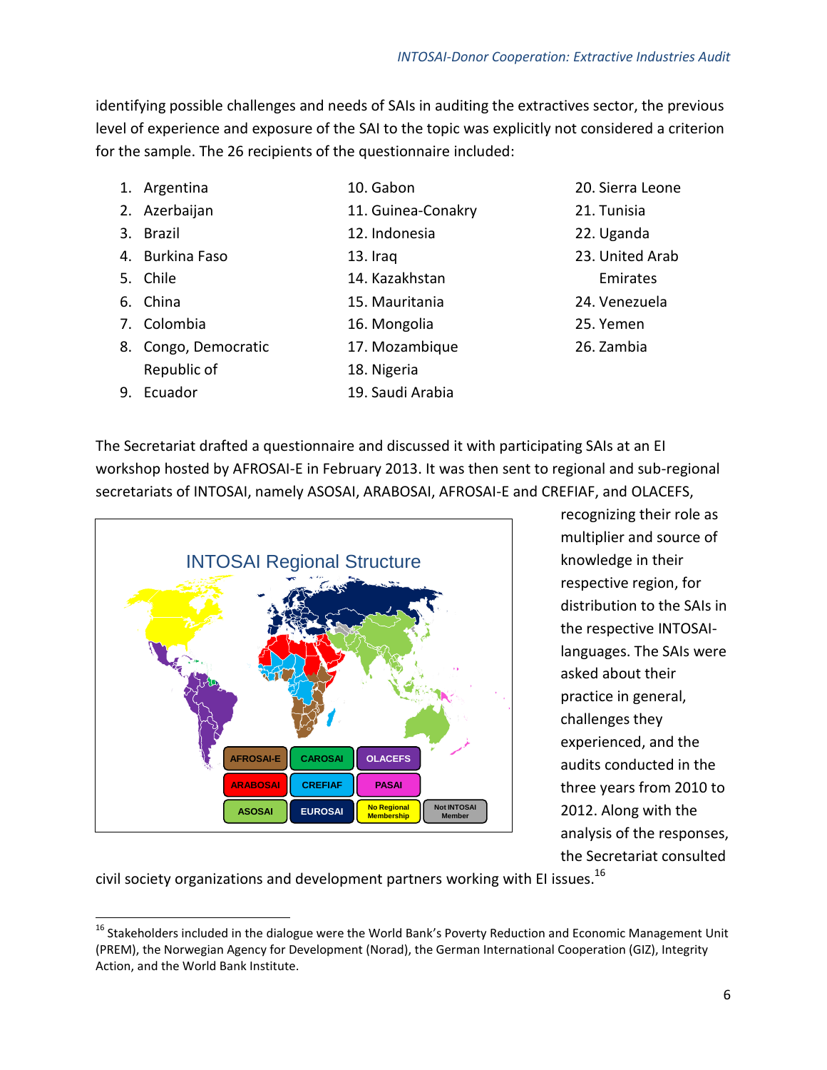identifying possible challenges and needs of SAIs in auditing the extractives sector, the previous level of experience and exposure of the SAI to the topic was explicitly not considered a criterion for the sample. The 26 recipients of the questionnaire included:

1. Argentina
2. Azerbaijan
3. Brazil
4. Burkina Faso
5. Chile
6. China
7. Colombia
8. Congo, Democratic Republic of
9. Ecuador
10. Gabon
11. Guinea-Conakry
12. Indonesia
13. Iraq
14. Kazakhstan
15. Mauritania
16. Mongolia
17. Mozambique
18. Nigeria
19. Saudi Arabia
20. Sierra Leone
21. Tunisia
22. Uganda
23. United Arab Emirates
24. Venezuela
25. Yemen
26. Zambia

The Secretariat drafted a questionnaire and discussed it with participating SAIs at an EI workshop hosted by AFROSAI-E in February 2013. It was then sent to regional and sub-regional secretariats of INTOSAI, namely ASOSAI, ARABOSAI, AFROSAI-E and CREFIAF, and OLACEFS, recognizing their role as multiplier and source of knowledge in their respective region, for distribution to the SAIs in the respective INTOSAI-languages. The SAIs were asked about their practice in general, challenges they experienced, and the audits conducted in the three years from 2010 to 2012. Along with the analysis of the responses, the Secretariat consulted civil society organizations and development partners working with EI issues.[16]

INTOSAI Regional Structure

AFROSAI-E | CAROSAI | OLACEFS | ARABOSAI | CREFIAF | PASAI | ASOSAI | EUROSAI | No Regional Membership | Not INTOSAI Member

---

[16] Stakeholders included in the dialogue were the World Bank's Poverty Reduction and Economic Management Unit (PREM), the Norwegian Agency for Development (Norad), the German International Cooperation (GIZ), Integrity Action, and the World Bank Institute.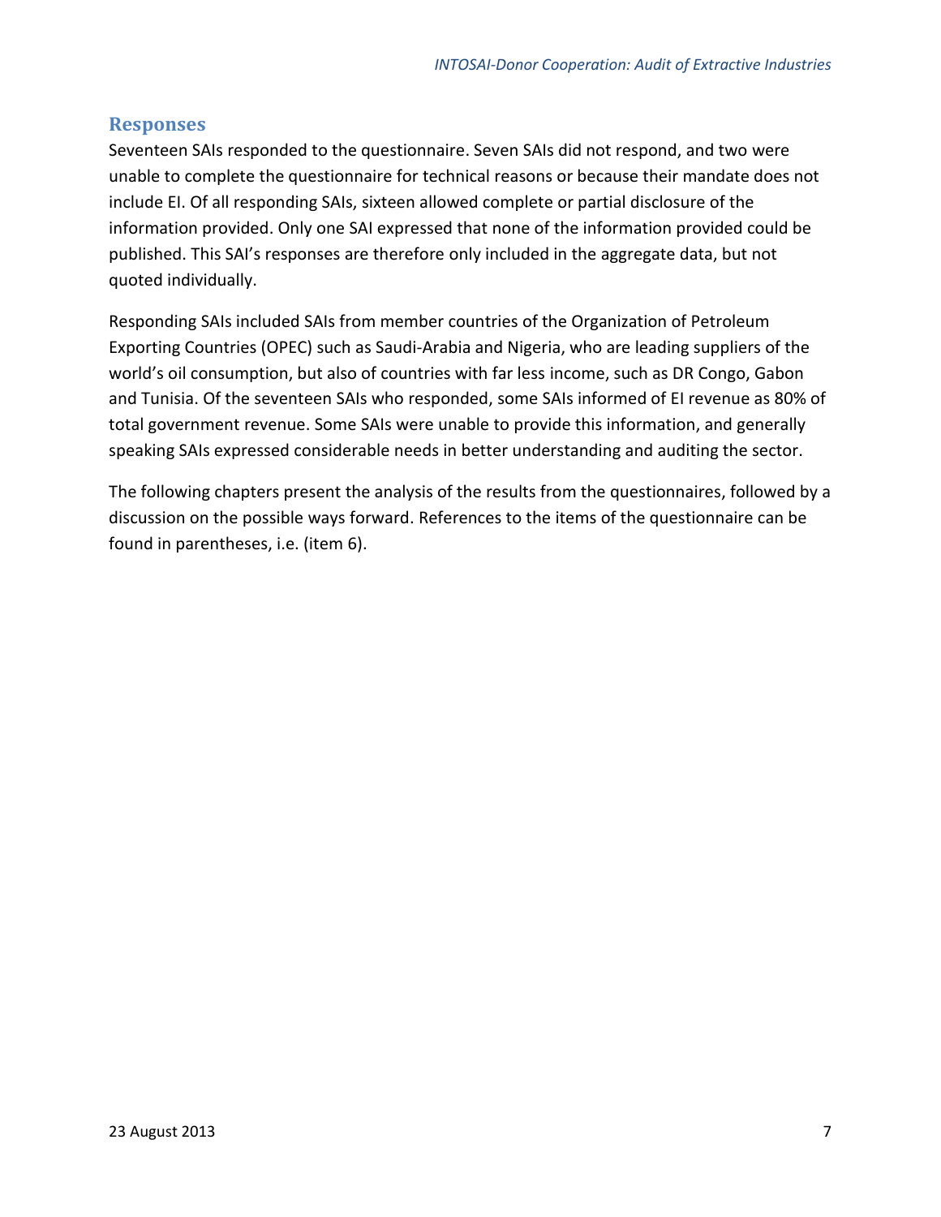## Responses

Seventeen SAIs responded to the questionnaire. Seven SAIs did not respond, and two were unable to complete the questionnaire for technical reasons or because their mandate does not include EI. Of all responding SAIs, sixteen allowed complete or partial disclosure of the information provided. Only one SAI expressed that none of the information provided could be published. This SAI's responses are therefore only included in the aggregate data, but not quoted individually.

Responding SAIs included SAIs from member countries of the Organization of Petroleum Exporting Countries (OPEC) such as Saudi-Arabia and Nigeria, who are leading suppliers of the world's oil consumption, but also of countries with far less income, such as DR Congo, Gabon and Tunisia. Of the seventeen SAIs who responded, some SAIs informed of EI revenue as 80% of total government revenue. Some SAIs were unable to provide this information, and generally speaking SAIs expressed considerable needs in better understanding and auditing the sector.

The following chapters present the analysis of the results from the questionnaires, followed by a discussion on the possible ways forward. References to the items of the questionnaire can be found in parentheses, i.e. (item 6).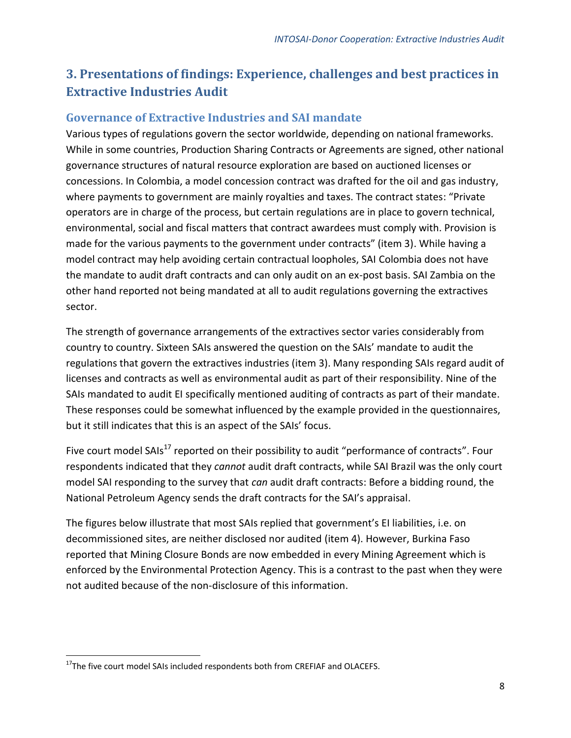## 3. Presentations of findings: Experience, challenges and best practices in Extractive Industries Audit

### Governance of Extractive Industries and SAI mandate

Various types of regulations govern the sector worldwide, depending on national frameworks. While in some countries, Production Sharing Contracts or Agreements are signed, other national governance structures of natural resource exploration are based on auctioned licenses or concessions. In Colombia, a model concession contract was drafted for the oil and gas industry, where payments to government are mainly royalties and taxes. The contract states: "Private operators are in charge of the process, but certain regulations are in place to govern technical, environmental, social and fiscal matters that contract awardees must comply with. Provision is made for the various payments to the government under contracts" (item 3). While having a model contract may help avoiding certain contractual loopholes, SAI Colombia does not have the mandate to audit draft contracts and can only audit on an ex-post basis. SAI Zambia on the other hand reported not being mandated at all to audit regulations governing the extractives sector.

The strength of governance arrangements of the extractives sector varies considerably from country to country. Sixteen SAIs answered the question on the SAIs' mandate to audit the regulations that govern the extractives industries (item 3). Many responding SAIs regard audit of licenses and contracts as well as environmental audit as part of their responsibility. Nine of the SAIs mandated to audit EI specifically mentioned auditing of contracts as part of their mandate. These responses could be somewhat influenced by the example provided in the questionnaires, but it still indicates that this is an aspect of the SAIs' focus.

Five court model SAIs[17] reported on their possibility to audit "performance of contracts". Four respondents indicated that they *cannot* audit draft contracts, while SAI Brazil was the only court model SAI responding to the survey that *can* audit draft contracts: Before a bidding round, the National Petroleum Agency sends the draft contracts for the SAI's appraisal.

The figures below illustrate that most SAIs replied that government's EI liabilities, i.e. on decommissioned sites, are neither disclosed nor audited (item 4). However, Burkina Faso reported that Mining Closure Bonds are now embedded in every Mining Agreement which is enforced by the Environmental Protection Agency. This is a contrast to the past when they were not audited because of the non-disclosure of this information.

[17] The five court model SAIs included respondents both from CREFIAF and OLACEFS.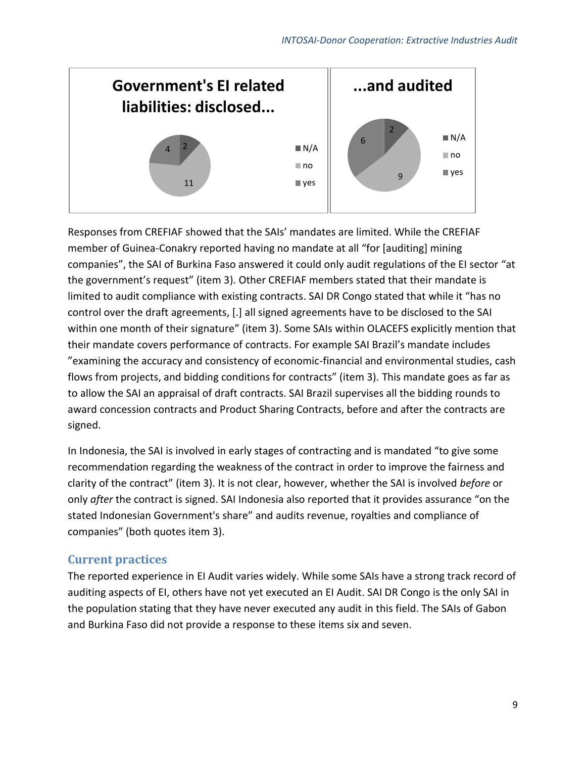**Government's EI related liabilities: disclosed...**

N/A: 2; no: 11; yes: 4

**...and audited**

N/A: 2; no: 9; yes: 6

Responses from CREFIAF showed that the SAIs' mandates are limited. While the CREFIAF member of Guinea-Conakry reported having no mandate at all "for [auditing] mining companies", the SAI of Burkina Faso answered it could only audit regulations of the EI sector "at the government's request" (item 3). Other CREFIAF members stated that their mandate is limited to audit compliance with existing contracts. SAI DR Congo stated that while it "has no control over the draft agreements, [.] all signed agreements have to be disclosed to the SAI within one month of their signature" (item 3). Some SAIs within OLACEFS explicitly mention that their mandate covers performance of contracts. For example SAI Brazil's mandate includes "examining the accuracy and consistency of economic-financial and environmental studies, cash flows from projects, and bidding conditions for contracts" (item 3). This mandate goes as far as to allow the SAI an appraisal of draft contracts. SAI Brazil supervises all the bidding rounds to award concession contracts and Product Sharing Contracts, before and after the contracts are signed.

In Indonesia, the SAI is involved in early stages of contracting and is mandated "to give some recommendation regarding the weakness of the contract in order to improve the fairness and clarity of the contract" (item 3). It is not clear, however, whether the SAI is involved *before* or only *after* the contract is signed. SAI Indonesia also reported that it provides assurance "on the stated Indonesian Government's share" and audits revenue, royalties and compliance of companies" (both quotes item 3).

## Current practices

The reported experience in EI Audit varies widely. While some SAIs have a strong track record of auditing aspects of EI, others have not yet executed an EI Audit. SAI DR Congo is the only SAI in the population stating that they have never executed any audit in this field. The SAIs of Gabon and Burkina Faso did not provide a response to these items six and seven.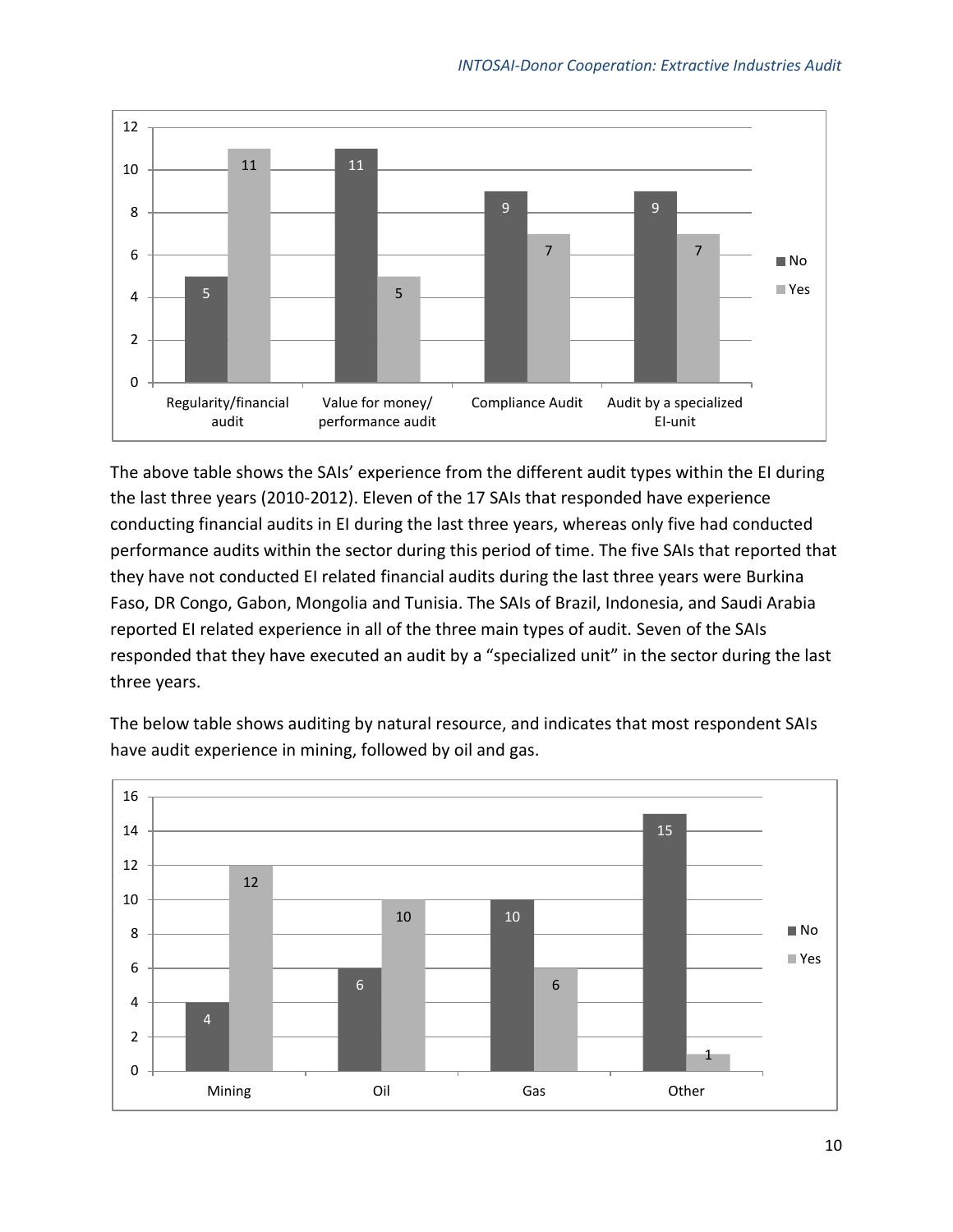| | No | Yes |
|---|---|---|
| Regularity/financial audit | 5 | 11 |
| Value for money/ performance audit | 11 | 5 |
| Compliance Audit | 9 | 7 |
| Audit by a specialized EI-unit | 9 | 7 |

The above table shows the SAIs' experience from the different audit types within the EI during the last three years (2010-2012). Eleven of the 17 SAIs that responded have experience conducting financial audits in EI during the last three years, whereas only five had conducted performance audits within the sector during this period of time. The five SAIs that reported that they have not conducted EI related financial audits during the last three years were Burkina Faso, DR Congo, Gabon, Mongolia and Tunisia. The SAIs of Brazil, Indonesia, and Saudi Arabia reported EI related experience in all of the three main types of audit. Seven of the SAIs responded that they have executed an audit by a "specialized unit" in the sector during the last three years.

The below table shows auditing by natural resource, and indicates that most respondent SAIs have audit experience in mining, followed by oil and gas.

| | No | Yes |
|---|---|---|
| Mining | 4 | 12 |
| Oil | 6 | 10 |
| Gas | 10 | 6 |
| Other | 15 | 1 |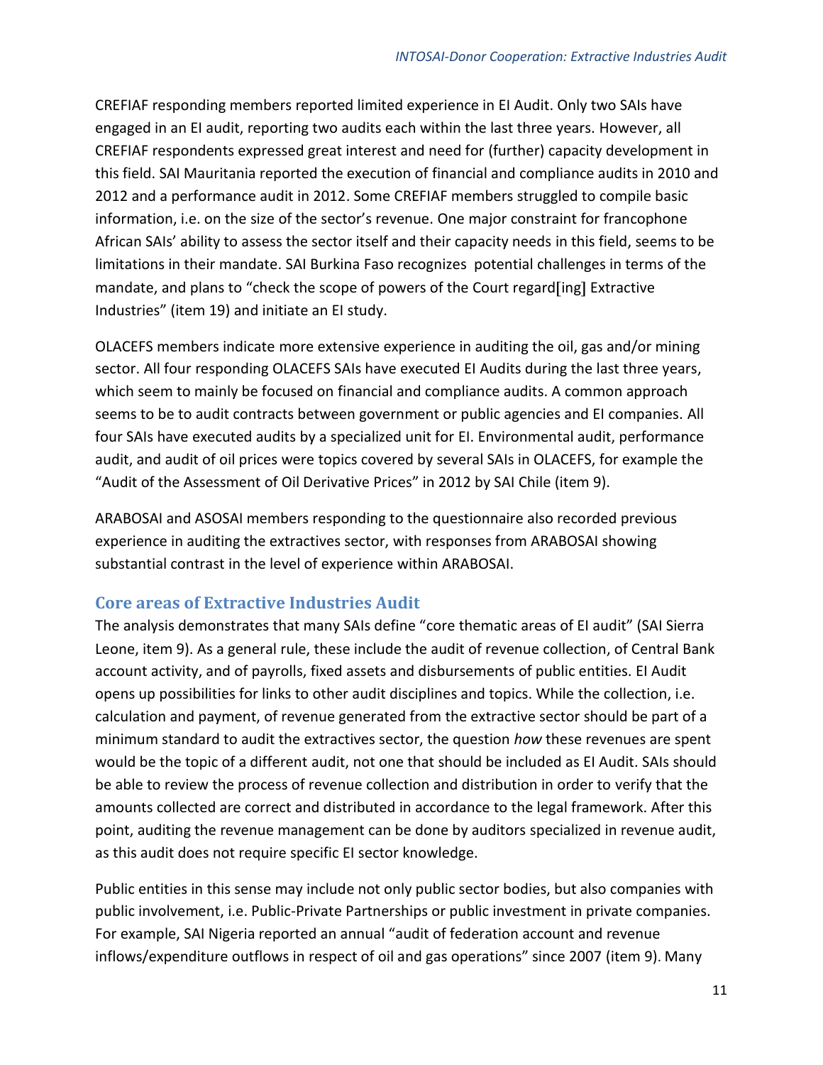CREFIAF responding members reported limited experience in EI Audit. Only two SAIs have engaged in an EI audit, reporting two audits each within the last three years. However, all CREFIAF respondents expressed great interest and need for (further) capacity development in this field. SAI Mauritania reported the execution of financial and compliance audits in 2010 and 2012 and a performance audit in 2012. Some CREFIAF members struggled to compile basic information, i.e. on the size of the sector's revenue. One major constraint for francophone African SAIs' ability to assess the sector itself and their capacity needs in this field, seems to be limitations in their mandate. SAI Burkina Faso recognizes potential challenges in terms of the mandate, and plans to "check the scope of powers of the Court regard[ing] Extractive Industries" (item 19) and initiate an EI study.

OLACEFS members indicate more extensive experience in auditing the oil, gas and/or mining sector. All four responding OLACEFS SAIs have executed EI Audits during the last three years, which seem to mainly be focused on financial and compliance audits. A common approach seems to be to audit contracts between government or public agencies and EI companies. All four SAIs have executed audits by a specialized unit for EI. Environmental audit, performance audit, and audit of oil prices were topics covered by several SAIs in OLACEFS, for example the "Audit of the Assessment of Oil Derivative Prices" in 2012 by SAI Chile (item 9).

ARABOSAI and ASOSAI members responding to the questionnaire also recorded previous experience in auditing the extractives sector, with responses from ARABOSAI showing substantial contrast in the level of experience within ARABOSAI.

## Core areas of Extractive Industries Audit

The analysis demonstrates that many SAIs define "core thematic areas of EI audit" (SAI Sierra Leone, item 9). As a general rule, these include the audit of revenue collection, of Central Bank account activity, and of payrolls, fixed assets and disbursements of public entities. EI Audit opens up possibilities for links to other audit disciplines and topics. While the collection, i.e. calculation and payment, of revenue generated from the extractive sector should be part of a minimum standard to audit the extractives sector, the question *how* these revenues are spent would be the topic of a different audit, not one that should be included as EI Audit. SAIs should be able to review the process of revenue collection and distribution in order to verify that the amounts collected are correct and distributed in accordance to the legal framework. After this point, auditing the revenue management can be done by auditors specialized in revenue audit, as this audit does not require specific EI sector knowledge.

Public entities in this sense may include not only public sector bodies, but also companies with public involvement, i.e. Public-Private Partnerships or public investment in private companies. For example, SAI Nigeria reported an annual "audit of federation account and revenue inflows/expenditure outflows in respect of oil and gas operations" since 2007 (item 9). Many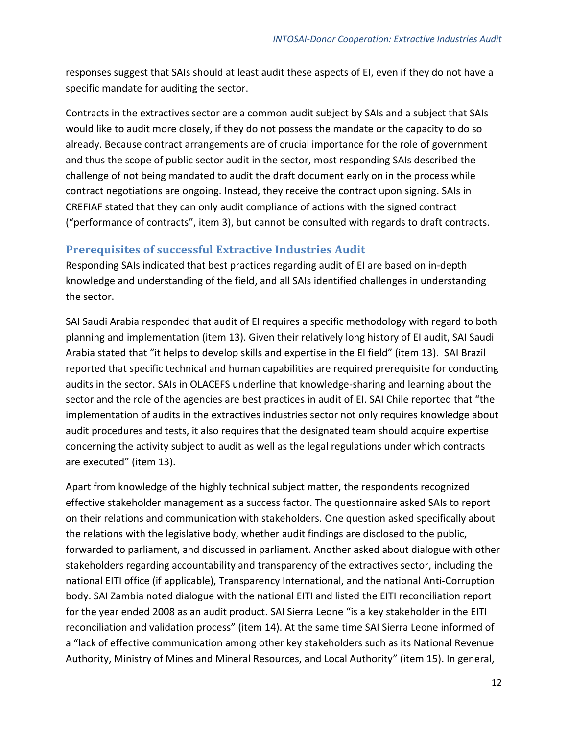responses suggest that SAIs should at least audit these aspects of EI, even if they do not have a specific mandate for auditing the sector.

Contracts in the extractives sector are a common audit subject by SAIs and a subject that SAIs would like to audit more closely, if they do not possess the mandate or the capacity to do so already. Because contract arrangements are of crucial importance for the role of government and thus the scope of public sector audit in the sector, most responding SAIs described the challenge of not being mandated to audit the draft document early on in the process while contract negotiations are ongoing. Instead, they receive the contract upon signing. SAIs in CREFIAF stated that they can only audit compliance of actions with the signed contract ("performance of contracts", item 3), but cannot be consulted with regards to draft contracts.

## Prerequisites of successful Extractive Industries Audit

Responding SAIs indicated that best practices regarding audit of EI are based on in-depth knowledge and understanding of the field, and all SAIs identified challenges in understanding the sector.

SAI Saudi Arabia responded that audit of EI requires a specific methodology with regard to both planning and implementation (item 13). Given their relatively long history of EI audit, SAI Saudi Arabia stated that "it helps to develop skills and expertise in the EI field" (item 13). SAI Brazil reported that specific technical and human capabilities are required prerequisite for conducting audits in the sector. SAIs in OLACEFS underline that knowledge-sharing and learning about the sector and the role of the agencies are best practices in audit of EI. SAI Chile reported that "the implementation of audits in the extractives industries sector not only requires knowledge about audit procedures and tests, it also requires that the designated team should acquire expertise concerning the activity subject to audit as well as the legal regulations under which contracts are executed" (item 13).

Apart from knowledge of the highly technical subject matter, the respondents recognized effective stakeholder management as a success factor. The questionnaire asked SAIs to report on their relations and communication with stakeholders. One question asked specifically about the relations with the legislative body, whether audit findings are disclosed to the public, forwarded to parliament, and discussed in parliament. Another asked about dialogue with other stakeholders regarding accountability and transparency of the extractives sector, including the national EITI office (if applicable), Transparency International, and the national Anti-Corruption body. SAI Zambia noted dialogue with the national EITI and listed the EITI reconciliation report for the year ended 2008 as an audit product. SAI Sierra Leone "is a key stakeholder in the EITI reconciliation and validation process" (item 14). At the same time SAI Sierra Leone informed of a "lack of effective communication among other key stakeholders such as its National Revenue Authority, Ministry of Mines and Mineral Resources, and Local Authority" (item 15). In general,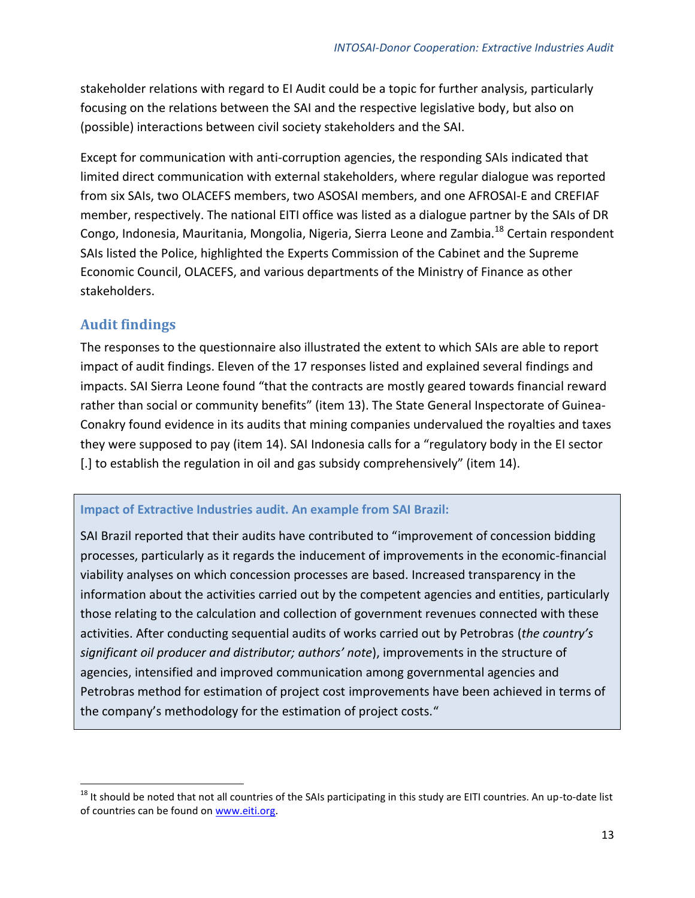stakeholder relations with regard to EI Audit could be a topic for further analysis, particularly focusing on the relations between the SAI and the respective legislative body, but also on (possible) interactions between civil society stakeholders and the SAI.

Except for communication with anti-corruption agencies, the responding SAIs indicated that limited direct communication with external stakeholders, where regular dialogue was reported from six SAIs, two OLACEFS members, two ASOSAI members, and one AFROSAI-E and CREFIAF member, respectively. The national EITI office was listed as a dialogue partner by the SAIs of DR Congo, Indonesia, Mauritania, Mongolia, Nigeria, Sierra Leone and Zambia.[18] Certain respondent SAIs listed the Police, highlighted the Experts Commission of the Cabinet and the Supreme Economic Council, OLACEFS, and various departments of the Ministry of Finance as other stakeholders.

## Audit findings

The responses to the questionnaire also illustrated the extent to which SAIs are able to report impact of audit findings. Eleven of the 17 responses listed and explained several findings and impacts. SAI Sierra Leone found "that the contracts are mostly geared towards financial reward rather than social or community benefits" (item 13). The State General Inspectorate of Guinea-Conakry found evidence in its audits that mining companies undervalued the royalties and taxes they were supposed to pay (item 14). SAI Indonesia calls for a "regulatory body in the EI sector [.] to establish the regulation in oil and gas subsidy comprehensively" (item 14).

> **Impact of Extractive Industries audit. An example from SAI Brazil:**
>
> SAI Brazil reported that their audits have contributed to "improvement of concession bidding processes, particularly as it regards the inducement of improvements in the economic-financial viability analyses on which concession processes are based. Increased transparency in the information about the activities carried out by the competent agencies and entities, particularly those relating to the calculation and collection of government revenues connected with these activities. After conducting sequential audits of works carried out by Petrobras (*the country's significant oil producer and distributor; authors' note*), improvements in the structure of agencies, intensified and improved communication among governmental agencies and Petrobras method for estimation of project cost improvements have been achieved in terms of the company's methodology for the estimation of project costs."

---

[18] It should be noted that not all countries of the SAIs participating in this study are EITI countries. An up-to-date list of countries can be found on www.eiti.org.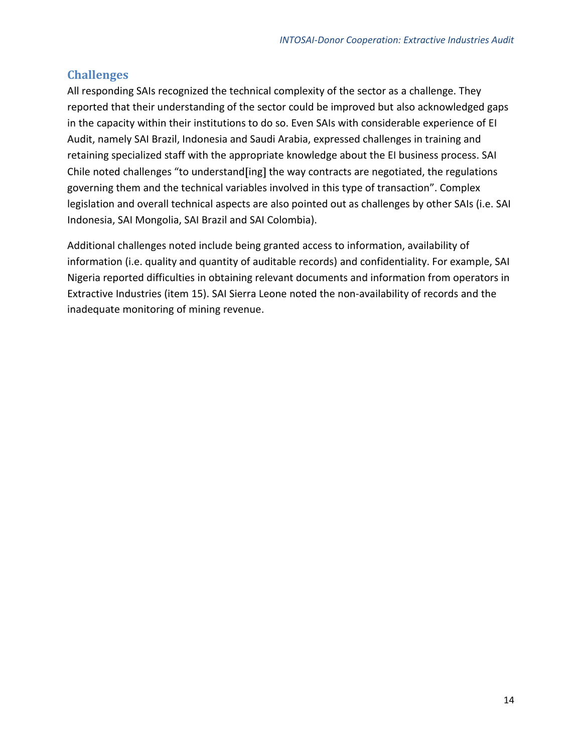## Challenges

All responding SAIs recognized the technical complexity of the sector as a challenge. They reported that their understanding of the sector could be improved but also acknowledged gaps in the capacity within their institutions to do so. Even SAIs with considerable experience of EI Audit, namely SAI Brazil, Indonesia and Saudi Arabia, expressed challenges in training and retaining specialized staff with the appropriate knowledge about the EI business process. SAI Chile noted challenges "to understand[ing] the way contracts are negotiated, the regulations governing them and the technical variables involved in this type of transaction". Complex legislation and overall technical aspects are also pointed out as challenges by other SAIs (i.e. SAI Indonesia, SAI Mongolia, SAI Brazil and SAI Colombia).

Additional challenges noted include being granted access to information, availability of information (i.e. quality and quantity of auditable records) and confidentiality. For example, SAI Nigeria reported difficulties in obtaining relevant documents and information from operators in Extractive Industries (item 15). SAI Sierra Leone noted the non-availability of records and the inadequate monitoring of mining revenue.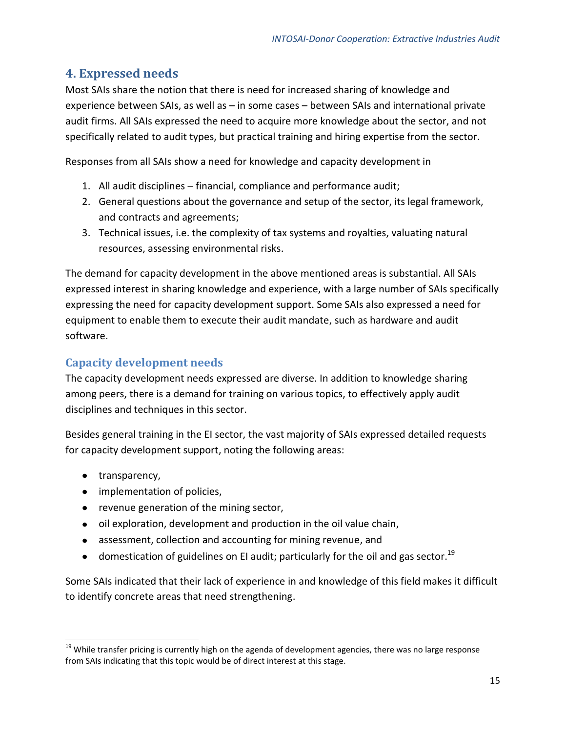## 4. Expressed needs

Most SAIs share the notion that there is need for increased sharing of knowledge and experience between SAIs, as well as – in some cases – between SAIs and international private audit firms. All SAIs expressed the need to acquire more knowledge about the sector, and not specifically related to audit types, but practical training and hiring expertise from the sector.

Responses from all SAIs show a need for knowledge and capacity development in

1. All audit disciplines – financial, compliance and performance audit;
2. General questions about the governance and setup of the sector, its legal framework, and contracts and agreements;
3. Technical issues, i.e. the complexity of tax systems and royalties, valuating natural resources, assessing environmental risks.

The demand for capacity development in the above mentioned areas is substantial. All SAIs expressed interest in sharing knowledge and experience, with a large number of SAIs specifically expressing the need for capacity development support. Some SAIs also expressed a need for equipment to enable them to execute their audit mandate, such as hardware and audit software.

### Capacity development needs

The capacity development needs expressed are diverse. In addition to knowledge sharing among peers, there is a demand for training on various topics, to effectively apply audit disciplines and techniques in this sector.

Besides general training in the EI sector, the vast majority of SAIs expressed detailed requests for capacity development support, noting the following areas:

- transparency,
- implementation of policies,
- revenue generation of the mining sector,
- oil exploration, development and production in the oil value chain,
- assessment, collection and accounting for mining revenue, and
- domestication of guidelines on EI audit; particularly for the oil and gas sector.[19]

Some SAIs indicated that their lack of experience in and knowledge of this field makes it difficult to identify concrete areas that need strengthening.

[19] While transfer pricing is currently high on the agenda of development agencies, there was no large response from SAIs indicating that this topic would be of direct interest at this stage.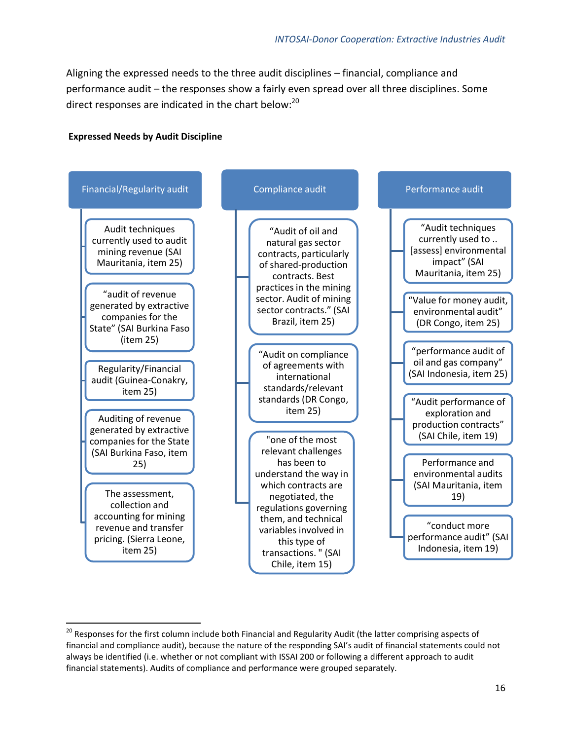Aligning the expressed needs to the three audit disciplines – financial, compliance and performance audit – the responses show a fairly even spread over all three disciplines. Some direct responses are indicated in the chart below:[20]

**Expressed Needs by Audit Discipline**

| Financial/Regularity audit | Compliance audit | Performance audit |
|---|---|---|
| Audit techniques currently used to audit mining revenue (SAI Mauritania, item 25) | "Audit of oil and natural gas sector contracts, particularly of shared-production contracts. Best practices in the mining sector. Audit of mining sector contracts." (SAI Brazil, item 25) | "Audit techniques currently used to .. [assess] environmental impact" (SAI Mauritania, item 25) |
| "audit of revenue generated by extractive companies for the State" (SAI Burkina Faso (item 25) | "Audit on compliance of agreements with international standards/relevant standards (DR Congo, item 25) | "Value for money audit, environmental audit" (DR Congo, item 25) |
| Regularity/Financial audit (Guinea-Conakry, item 25) | "one of the most relevant challenges has been to understand the way in which contracts are negotiated, the regulations governing them, and technical variables involved in this type of transactions. " (SAI Chile, item 15) | "performance audit of oil and gas company" (SAI Indonesia, item 25) |
| Auditing of revenue generated by extractive companies for the State (SAI Burkina Faso, item 25) | | "Audit performance of exploration and production contracts" (SAI Chile, item 19) |
| The assessment, collection and accounting for mining revenue and transfer pricing. (Sierra Leone, item 25) | | Performance and environmental audits (SAI Mauritania, item 19) |
| | | "conduct more performance audit" (SAI Indonesia, item 19) |

[20] Responses for the first column include both Financial and Regularity Audit (the latter comprising aspects of financial and compliance audit), because the nature of the responding SAI's audit of financial statements could not always be identified (i.e. whether or not compliant with ISSAI 200 or following a different approach to audit financial statements). Audits of compliance and performance were grouped separately.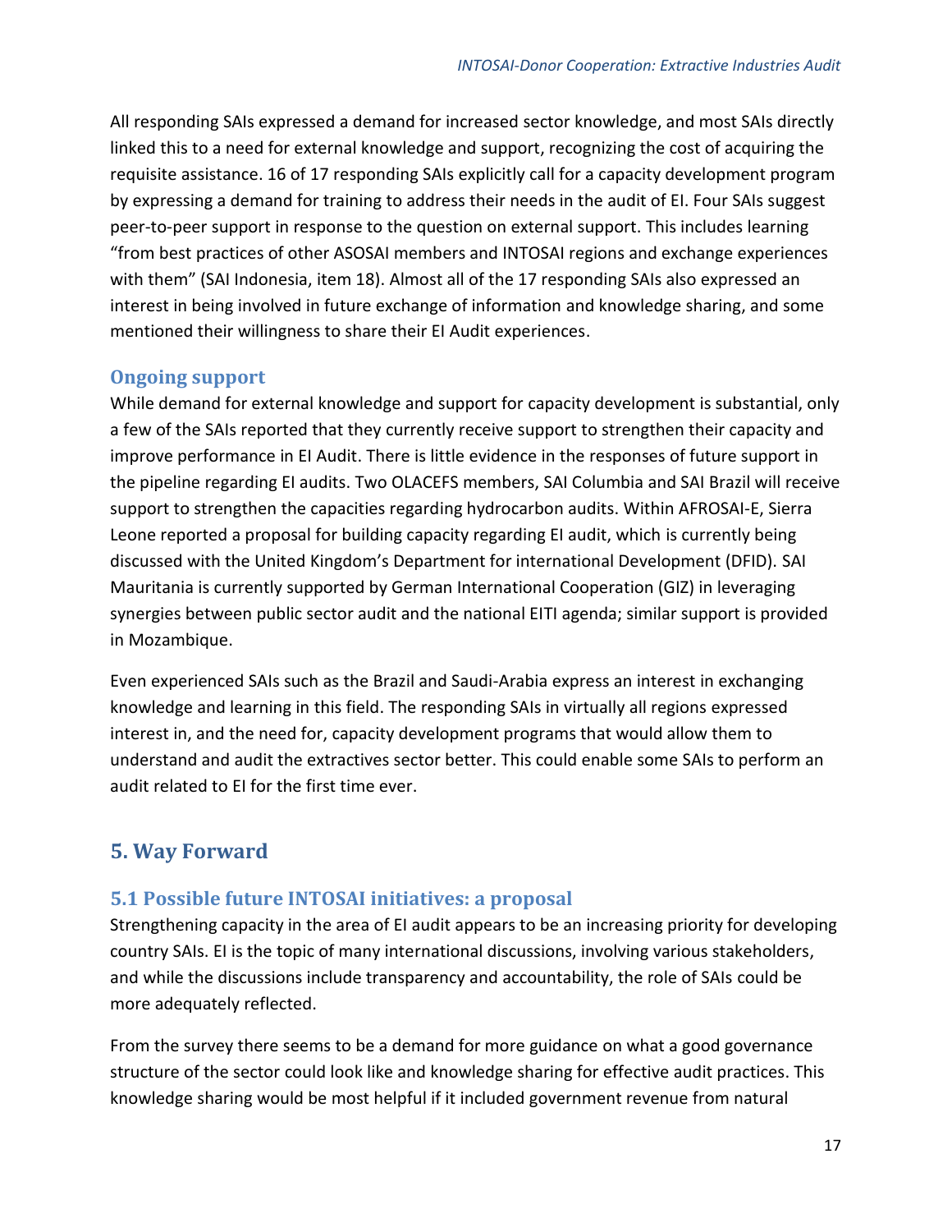All responding SAIs expressed a demand for increased sector knowledge, and most SAIs directly linked this to a need for external knowledge and support, recognizing the cost of acquiring the requisite assistance. 16 of 17 responding SAIs explicitly call for a capacity development program by expressing a demand for training to address their needs in the audit of EI. Four SAIs suggest peer-to-peer support in response to the question on external support. This includes learning "from best practices of other ASOSAI members and INTOSAI regions and exchange experiences with them" (SAI Indonesia, item 18). Almost all of the 17 responding SAIs also expressed an interest in being involved in future exchange of information and knowledge sharing, and some mentioned their willingness to share their EI Audit experiences.

### Ongoing support

While demand for external knowledge and support for capacity development is substantial, only a few of the SAIs reported that they currently receive support to strengthen their capacity and improve performance in EI Audit. There is little evidence in the responses of future support in the pipeline regarding EI audits. Two OLACEFS members, SAI Columbia and SAI Brazil will receive support to strengthen the capacities regarding hydrocarbon audits. Within AFROSAI-E, Sierra Leone reported a proposal for building capacity regarding EI audit, which is currently being discussed with the United Kingdom's Department for international Development (DFID). SAI Mauritania is currently supported by German International Cooperation (GIZ) in leveraging synergies between public sector audit and the national EITI agenda; similar support is provided in Mozambique.

Even experienced SAIs such as the Brazil and Saudi-Arabia express an interest in exchanging knowledge and learning in this field. The responding SAIs in virtually all regions expressed interest in, and the need for, capacity development programs that would allow them to understand and audit the extractives sector better. This could enable some SAIs to perform an audit related to EI for the first time ever.

## 5. Way Forward

### 5.1 Possible future INTOSAI initiatives: a proposal

Strengthening capacity in the area of EI audit appears to be an increasing priority for developing country SAIs. EI is the topic of many international discussions, involving various stakeholders, and while the discussions include transparency and accountability, the role of SAIs could be more adequately reflected.

From the survey there seems to be a demand for more guidance on what a good governance structure of the sector could look like and knowledge sharing for effective audit practices. This knowledge sharing would be most helpful if it included government revenue from natural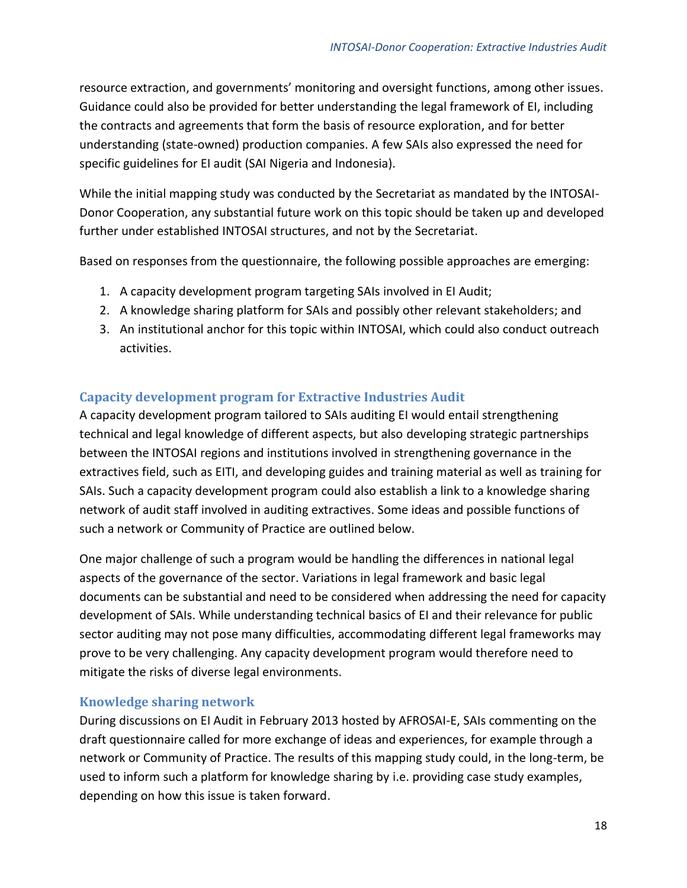resource extraction, and governments' monitoring and oversight functions, among other issues. Guidance could also be provided for better understanding the legal framework of EI, including the contracts and agreements that form the basis of resource exploration, and for better understanding (state-owned) production companies. A few SAIs also expressed the need for specific guidelines for EI audit (SAI Nigeria and Indonesia).

While the initial mapping study was conducted by the Secretariat as mandated by the INTOSAI-Donor Cooperation, any substantial future work on this topic should be taken up and developed further under established INTOSAI structures, and not by the Secretariat.

Based on responses from the questionnaire, the following possible approaches are emerging:

1. A capacity development program targeting SAIs involved in EI Audit;
2. A knowledge sharing platform for SAIs and possibly other relevant stakeholders; and
3. An institutional anchor for this topic within INTOSAI, which could also conduct outreach activities.

### Capacity development program for Extractive Industries Audit

A capacity development program tailored to SAIs auditing EI would entail strengthening technical and legal knowledge of different aspects, but also developing strategic partnerships between the INTOSAI regions and institutions involved in strengthening governance in the extractives field, such as EITI, and developing guides and training material as well as training for SAIs. Such a capacity development program could also establish a link to a knowledge sharing network of audit staff involved in auditing extractives. Some ideas and possible functions of such a network or Community of Practice are outlined below.

One major challenge of such a program would be handling the differences in national legal aspects of the governance of the sector. Variations in legal framework and basic legal documents can be substantial and need to be considered when addressing the need for capacity development of SAIs. While understanding technical basics of EI and their relevance for public sector auditing may not pose many difficulties, accommodating different legal frameworks may prove to be very challenging. Any capacity development program would therefore need to mitigate the risks of diverse legal environments.

### Knowledge sharing network

During discussions on EI Audit in February 2013 hosted by AFROSAI-E, SAIs commenting on the draft questionnaire called for more exchange of ideas and experiences, for example through a network or Community of Practice. The results of this mapping study could, in the long-term, be used to inform such a platform for knowledge sharing by i.e. providing case study examples, depending on how this issue is taken forward.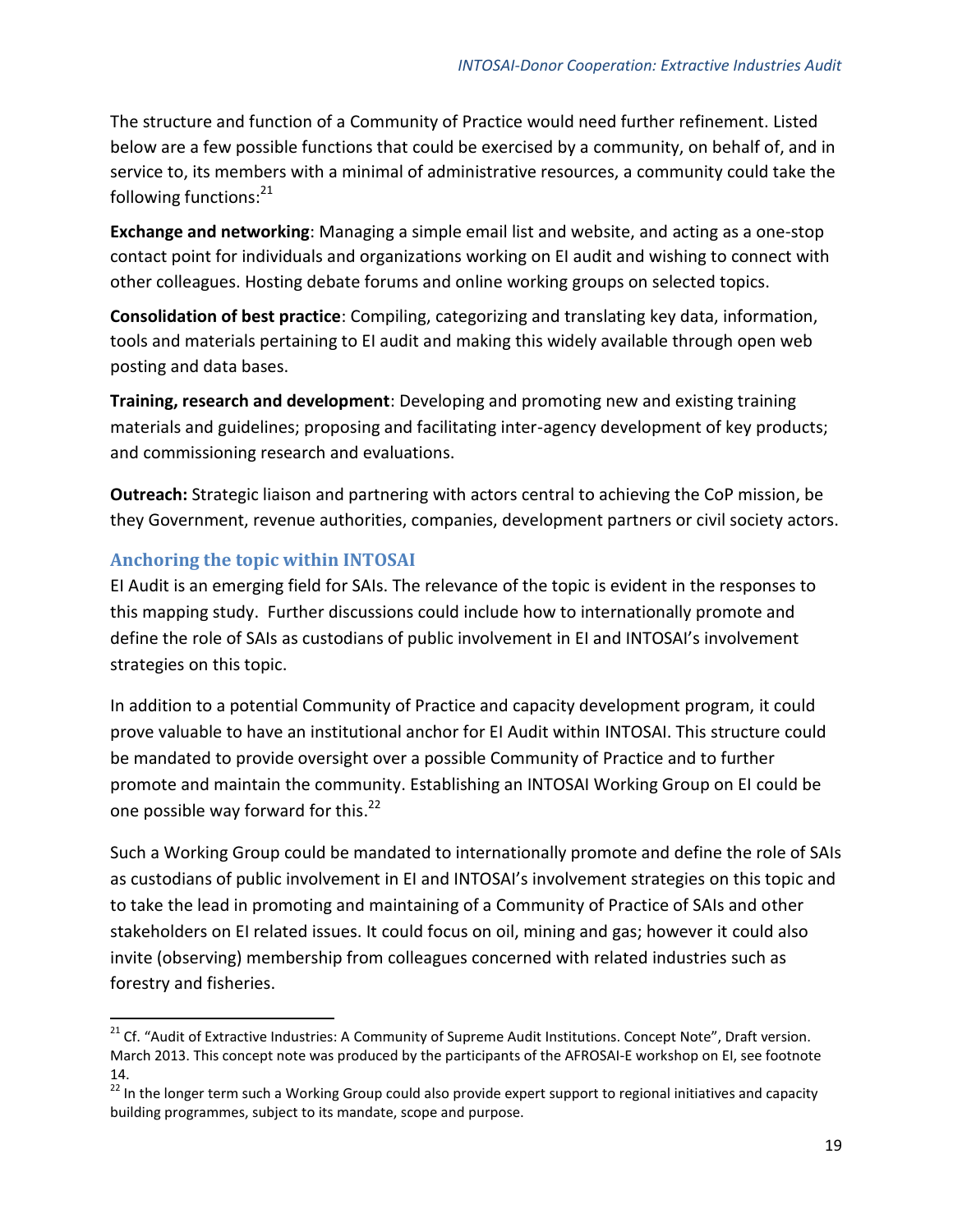The structure and function of a Community of Practice would need further refinement. Listed below are a few possible functions that could be exercised by a community, on behalf of, and in service to, its members with a minimal of administrative resources, a community could take the following functions:[21]

**Exchange and networking**: Managing a simple email list and website, and acting as a one-stop contact point for individuals and organizations working on EI audit and wishing to connect with other colleagues. Hosting debate forums and online working groups on selected topics.

**Consolidation of best practice**: Compiling, categorizing and translating key data, information, tools and materials pertaining to EI audit and making this widely available through open web posting and data bases.

**Training, research and development**: Developing and promoting new and existing training materials and guidelines; proposing and facilitating inter-agency development of key products; and commissioning research and evaluations.

**Outreach:** Strategic liaison and partnering with actors central to achieving the CoP mission, be they Government, revenue authorities, companies, development partners or civil society actors.

### Anchoring the topic within INTOSAI

EI Audit is an emerging field for SAIs. The relevance of the topic is evident in the responses to this mapping study. Further discussions could include how to internationally promote and define the role of SAIs as custodians of public involvement in EI and INTOSAI's involvement strategies on this topic.

In addition to a potential Community of Practice and capacity development program, it could prove valuable to have an institutional anchor for EI Audit within INTOSAI. This structure could be mandated to provide oversight over a possible Community of Practice and to further promote and maintain the community. Establishing an INTOSAI Working Group on EI could be one possible way forward for this.[22]

Such a Working Group could be mandated to internationally promote and define the role of SAIs as custodians of public involvement in EI and INTOSAI's involvement strategies on this topic and to take the lead in promoting and maintaining of a Community of Practice of SAIs and other stakeholders on EI related issues. It could focus on oil, mining and gas; however it could also invite (observing) membership from colleagues concerned with related industries such as forestry and fisheries.

---

[21] Cf. "Audit of Extractive Industries: A Community of Supreme Audit Institutions. Concept Note", Draft version. March 2013. This concept note was produced by the participants of the AFROSAI-E workshop on EI, see footnote 14.

[22] In the longer term such a Working Group could also provide expert support to regional initiatives and capacity building programmes, subject to its mandate, scope and purpose.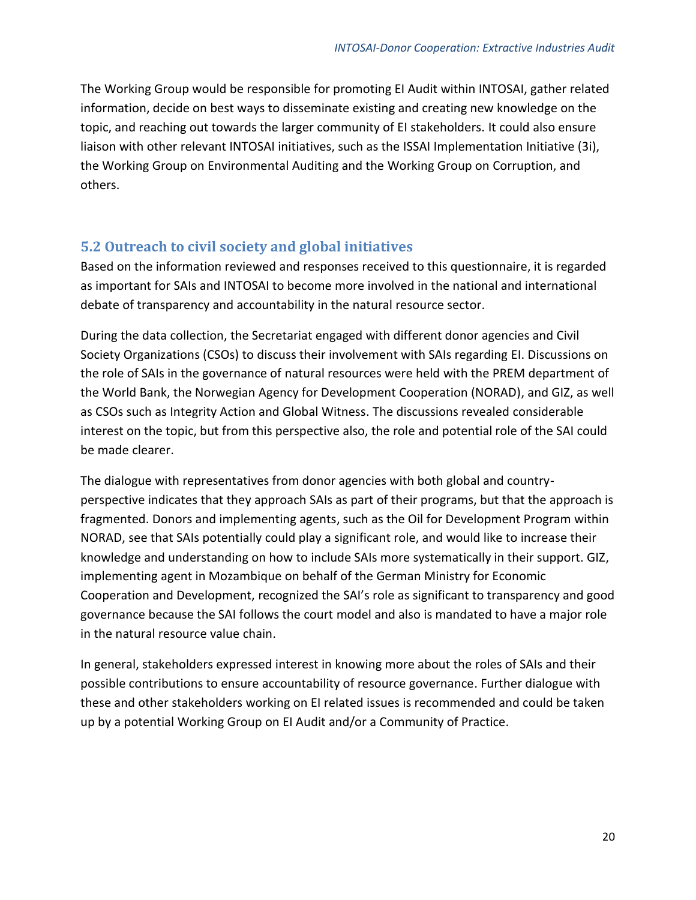The Working Group would be responsible for promoting EI Audit within INTOSAI, gather related information, decide on best ways to disseminate existing and creating new knowledge on the topic, and reaching out towards the larger community of EI stakeholders. It could also ensure liaison with other relevant INTOSAI initiatives, such as the ISSAI Implementation Initiative (3i), the Working Group on Environmental Auditing and the Working Group on Corruption, and others.

## 5.2 Outreach to civil society and global initiatives

Based on the information reviewed and responses received to this questionnaire, it is regarded as important for SAIs and INTOSAI to become more involved in the national and international debate of transparency and accountability in the natural resource sector.

During the data collection, the Secretariat engaged with different donor agencies and Civil Society Organizations (CSOs) to discuss their involvement with SAIs regarding EI. Discussions on the role of SAIs in the governance of natural resources were held with the PREM department of the World Bank, the Norwegian Agency for Development Cooperation (NORAD), and GIZ, as well as CSOs such as Integrity Action and Global Witness. The discussions revealed considerable interest on the topic, but from this perspective also, the role and potential role of the SAI could be made clearer.

The dialogue with representatives from donor agencies with both global and country-perspective indicates that they approach SAIs as part of their programs, but that the approach is fragmented. Donors and implementing agents, such as the Oil for Development Program within NORAD, see that SAIs potentially could play a significant role, and would like to increase their knowledge and understanding on how to include SAIs more systematically in their support. GIZ, implementing agent in Mozambique on behalf of the German Ministry for Economic Cooperation and Development, recognized the SAI's role as significant to transparency and good governance because the SAI follows the court model and also is mandated to have a major role in the natural resource value chain.

In general, stakeholders expressed interest in knowing more about the roles of SAIs and their possible contributions to ensure accountability of resource governance. Further dialogue with these and other stakeholders working on EI related issues is recommended and could be taken up by a potential Working Group on EI Audit and/or a Community of Practice.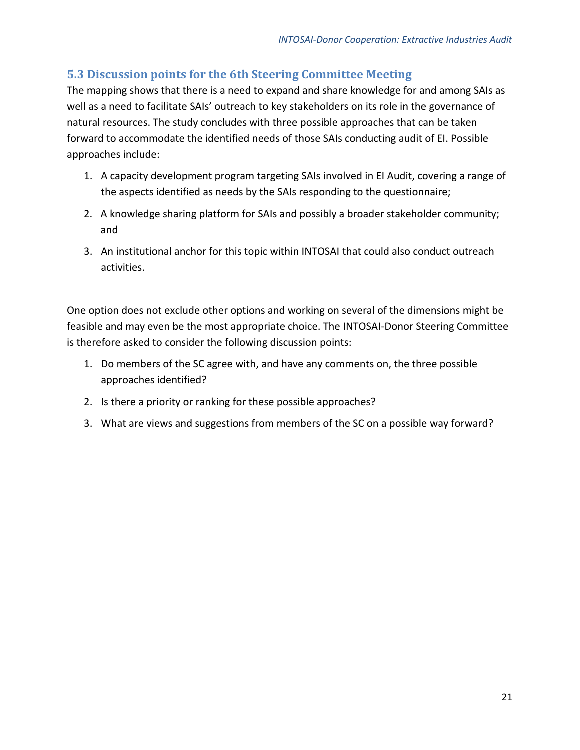## 5.3 Discussion points for the 6th Steering Committee Meeting

The mapping shows that there is a need to expand and share knowledge for and among SAIs as well as a need to facilitate SAIs' outreach to key stakeholders on its role in the governance of natural resources. The study concludes with three possible approaches that can be taken forward to accommodate the identified needs of those SAIs conducting audit of EI. Possible approaches include:

1. A capacity development program targeting SAIs involved in EI Audit, covering a range of the aspects identified as needs by the SAIs responding to the questionnaire;
2. A knowledge sharing platform for SAIs and possibly a broader stakeholder community; and
3. An institutional anchor for this topic within INTOSAI that could also conduct outreach activities.

One option does not exclude other options and working on several of the dimensions might be feasible and may even be the most appropriate choice. The INTOSAI-Donor Steering Committee is therefore asked to consider the following discussion points:

1. Do members of the SC agree with, and have any comments on, the three possible approaches identified?
2. Is there a priority or ranking for these possible approaches?
3. What are views and suggestions from members of the SC on a possible way forward?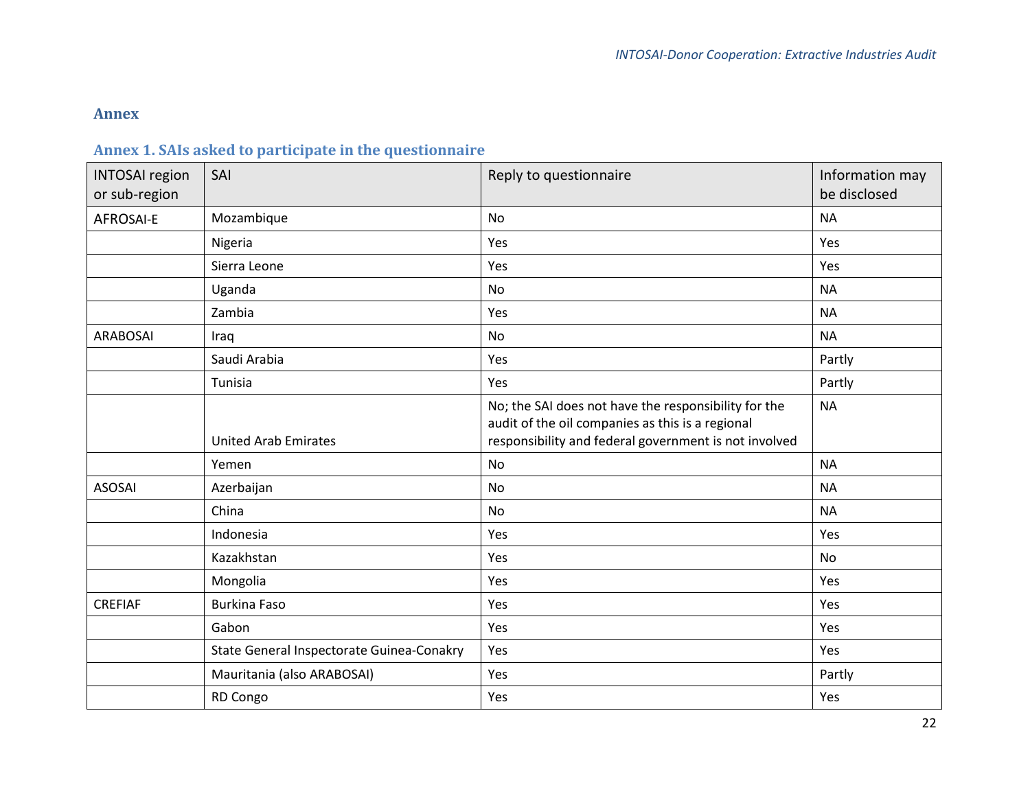# Annex

## Annex 1. SAIs asked to participate in the questionnaire

| INTOSAI region or sub-region | SAI | Reply to questionnaire | Information may be disclosed |
|---|---|---|---|
| AFROSAI-E | Mozambique | No | NA |
| | Nigeria | Yes | Yes |
| | Sierra Leone | Yes | Yes |
| | Uganda | No | NA |
| | Zambia | Yes | NA |
| ARABOSAI | Iraq | No | NA |
| | Saudi Arabia | Yes | Partly |
| | Tunisia | Yes | Partly |
| | United Arab Emirates | No; the SAI does not have the responsibility for the audit of the oil companies as this is a regional responsibility and federal government is not involved | NA |
| | Yemen | No | NA |
| ASOSAI | Azerbaijan | No | NA |
| | China | No | NA |
| | Indonesia | Yes | Yes |
| | Kazakhstan | Yes | No |
| | Mongolia | Yes | Yes |
| CREFIAF | Burkina Faso | Yes | Yes |
| | Gabon | Yes | Yes |
| | State General Inspectorate Guinea-Conakry | Yes | Yes |
| | Mauritania (also ARABOSAI) | Yes | Partly |
| | RD Congo | Yes | Yes |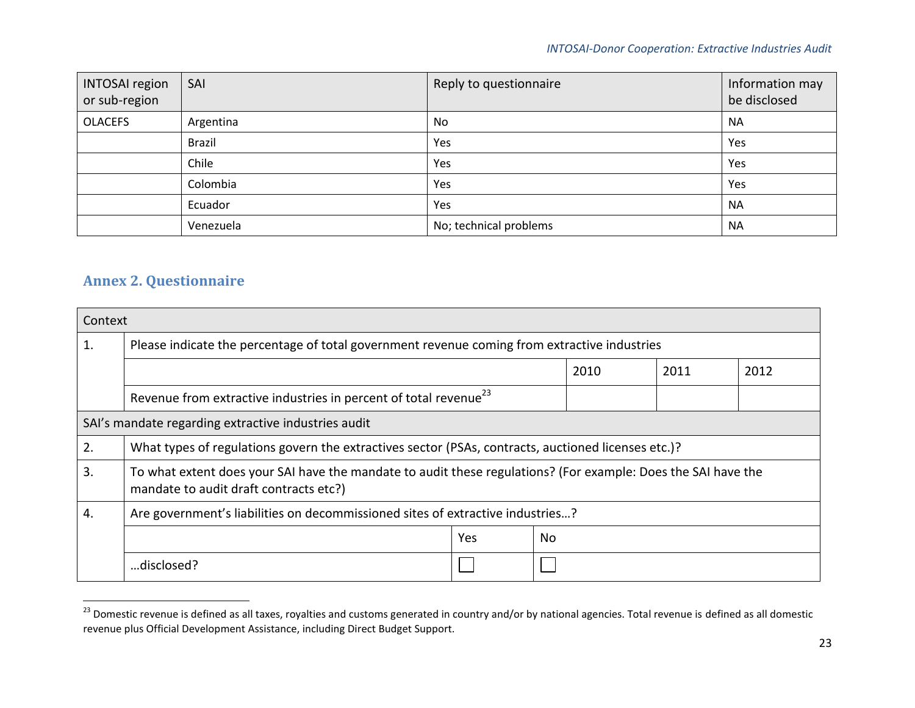| INTOSAI region or sub-region | SAI | Reply to questionnaire | Information may be disclosed |
|---|---|---|---|
| OLACEFS | Argentina | No | NA |
| | Brazil | Yes | Yes |
| | Chile | Yes | Yes |
| | Colombia | Yes | Yes |
| | Ecuador | Yes | NA |
| | Venezuela | No; technical problems | NA |

## Annex 2. Questionnaire

| Context | | | | |
|---|---|---|---|---|
| 1. | Please indicate the percentage of total government revenue coming from extractive industries | | | |
| | | 2010 | 2011 | 2012 |
| | Revenue from extractive industries in percent of total revenue[23] | | | |
| SAI's mandate regarding extractive industries audit | | | | |
| 2. | What types of regulations govern the extractives sector (PSAs, contracts, auctioned licenses etc.)? | | | |
| 3. | To what extent does your SAI have the mandate to audit these regulations? (For example: Does the SAI have the mandate to audit draft contracts etc?) | | | |
| 4. | Are government's liabilities on decommissioned sites of extractive industries…? | | | |
| | | Yes | No | |
| | …disclosed? | ☐ | ☐ | |

[23] Domestic revenue is defined as all taxes, royalties and customs generated in country and/or by national agencies. Total revenue is defined as all domestic revenue plus Official Development Assistance, including Direct Budget Support.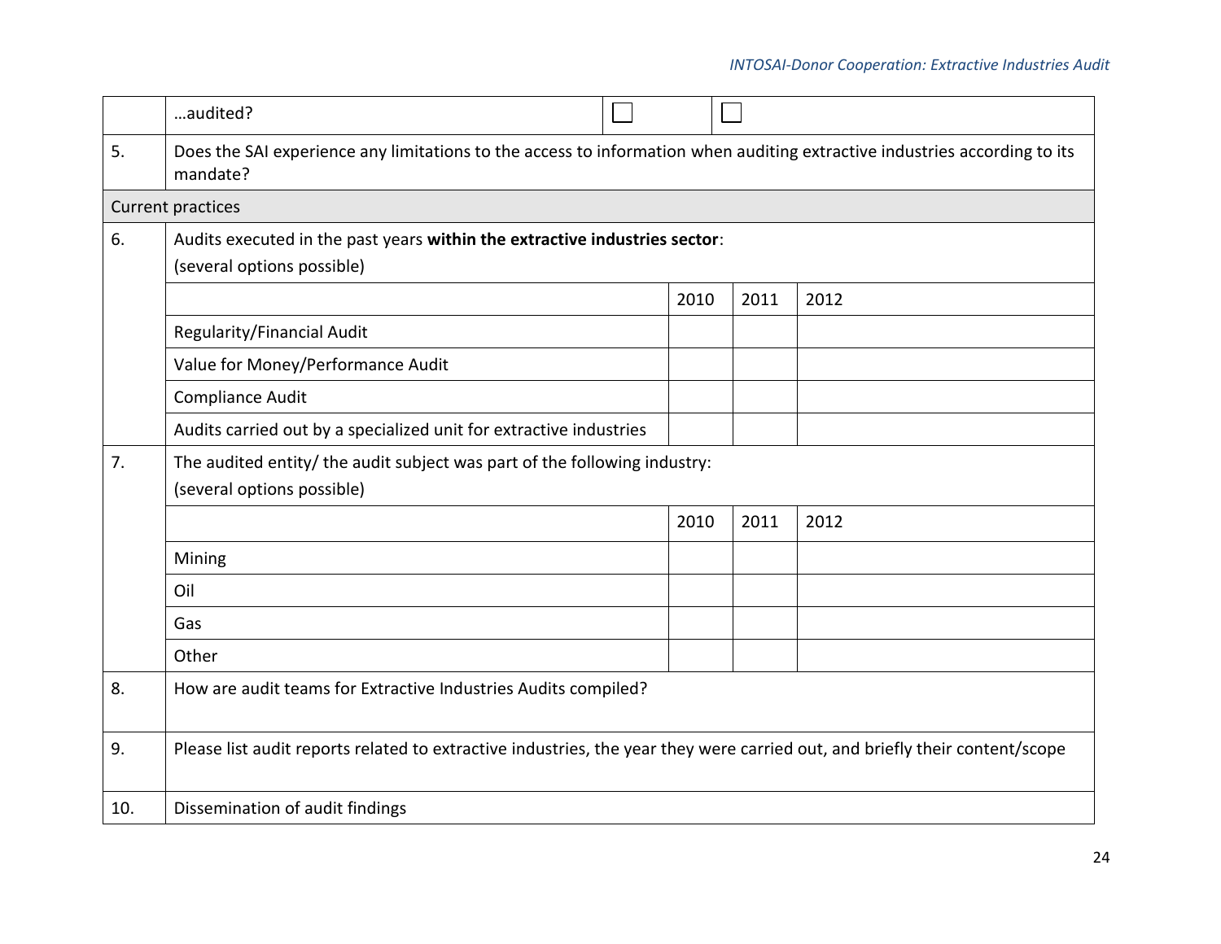| | | | | |
|---|---|---|---|---|
| | …audited? | ☐ | ☐ | |
| 5. | Does the SAI experience any limitations to the access to information when auditing extractive industries according to its mandate? | | | |
| Current practices | | | | |
| 6. | Audits executed in the past years **within the extractive industries sector**: (several options possible) | | | |
| | | 2010 | 2011 | 2012 |
| | Regularity/Financial Audit | | | |
| | Value for Money/Performance Audit | | | |
| | Compliance Audit | | | |
| | Audits carried out by a specialized unit for extractive industries | | | |
| 7. | The audited entity/ the audit subject was part of the following industry: (several options possible) | | | |
| | | 2010 | 2011 | 2012 |
| | Mining | | | |
| | Oil | | | |
| | Gas | | | |
| | Other | | | |
| 8. | How are audit teams for Extractive Industries Audits compiled? | | | |
| 9. | Please list audit reports related to extractive industries, the year they were carried out, and briefly their content/scope | | | |
| 10. | Dissemination of audit findings | | | |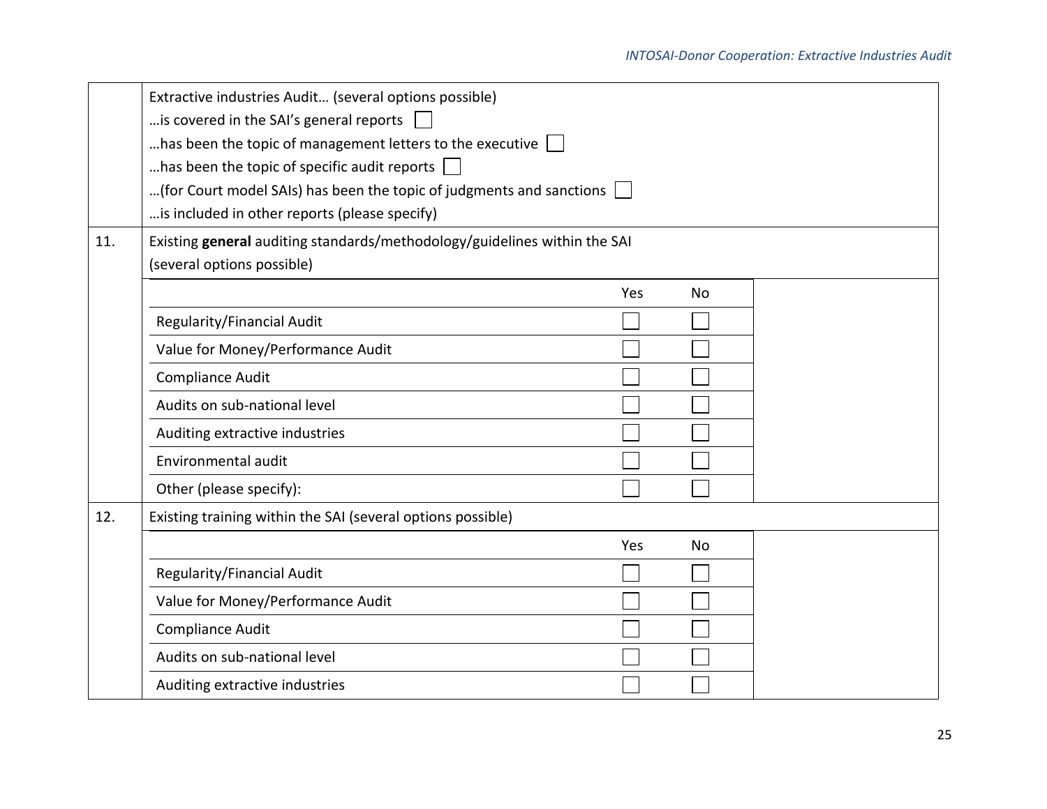| | Extractive industries Audit… (several options possible)<br>…is covered in the SAI's general reports ☐<br>…has been the topic of management letters to the executive ☐<br>…has been the topic of specific audit reports ☐<br>…(for Court model SAIs) has been the topic of judgments and sanctions ☐<br>…is included in other reports (please specify) |
|---|---|
| 11. | Existing **general** auditing standards/methodology/guidelines within the SAI<br>(several options possible) |

| | Yes | No |
|---|---|---|
| Regularity/Financial Audit | ☐ | ☐ |
| Value for Money/Performance Audit | ☐ | ☐ |
| Compliance Audit | ☐ | ☐ |
| Audits on sub-national level | ☐ | ☐ |
| Auditing extractive industries | ☐ | ☐ |
| Environmental audit | ☐ | ☐ |
| Other (please specify): | ☐ | ☐ |

| | |
|---|---|
| 12. | Existing training within the SAI (several options possible) |

| | Yes | No |
|---|---|---|
| Regularity/Financial Audit | ☐ | ☐ |
| Value for Money/Performance Audit | ☐ | ☐ |
| Compliance Audit | ☐ | ☐ |
| Audits on sub-national level | ☐ | ☐ |
| Auditing extractive industries | ☐ | ☐ |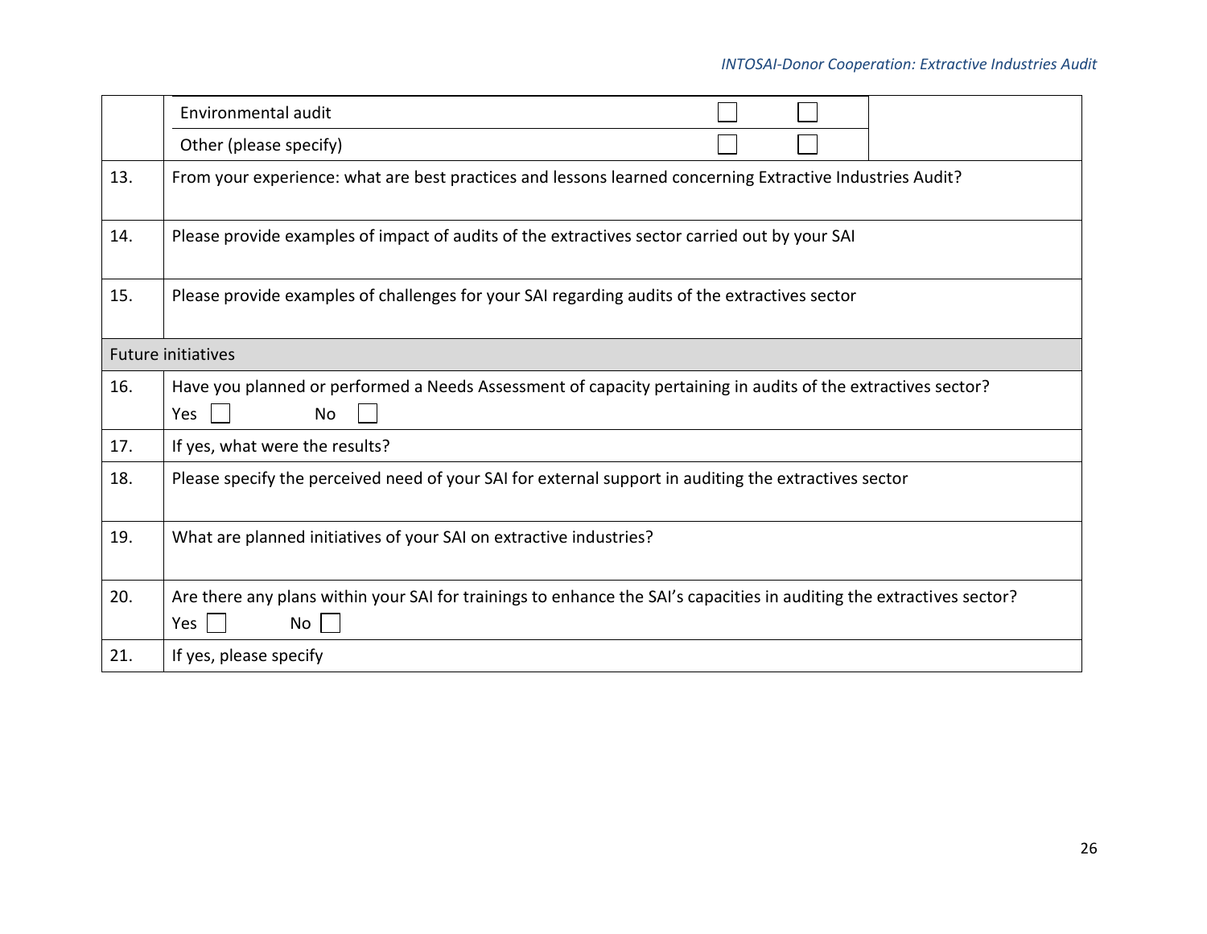| | | | | |
|---|---|---|---|---|
| | Environmental audit | ☐ | ☐ | |
| | Other (please specify) | ☐ | ☐ | |
| 13. | From your experience: what are best practices and lessons learned concerning Extractive Industries Audit? | | | |
| 14. | Please provide examples of impact of audits of the extractives sector carried out by your SAI | | | |
| 15. | Please provide examples of challenges for your SAI regarding audits of the extractives sector | | | |
| Future initiatives | | | | |
| 16. | Have you planned or performed a Needs Assessment of capacity pertaining in audits of the extractives sector?<br>Yes ☐ No ☐ | | | |
| 17. | If yes, what were the results? | | | |
| 18. | Please specify the perceived need of your SAI for external support in auditing the extractives sector | | | |
| 19. | What are planned initiatives of your SAI on extractive industries? | | | |
| 20. | Are there any plans within your SAI for trainings to enhance the SAI's capacities in auditing the extractives sector?<br>Yes ☐ No ☐ | | | |
| 21. | If yes, please specify | | | |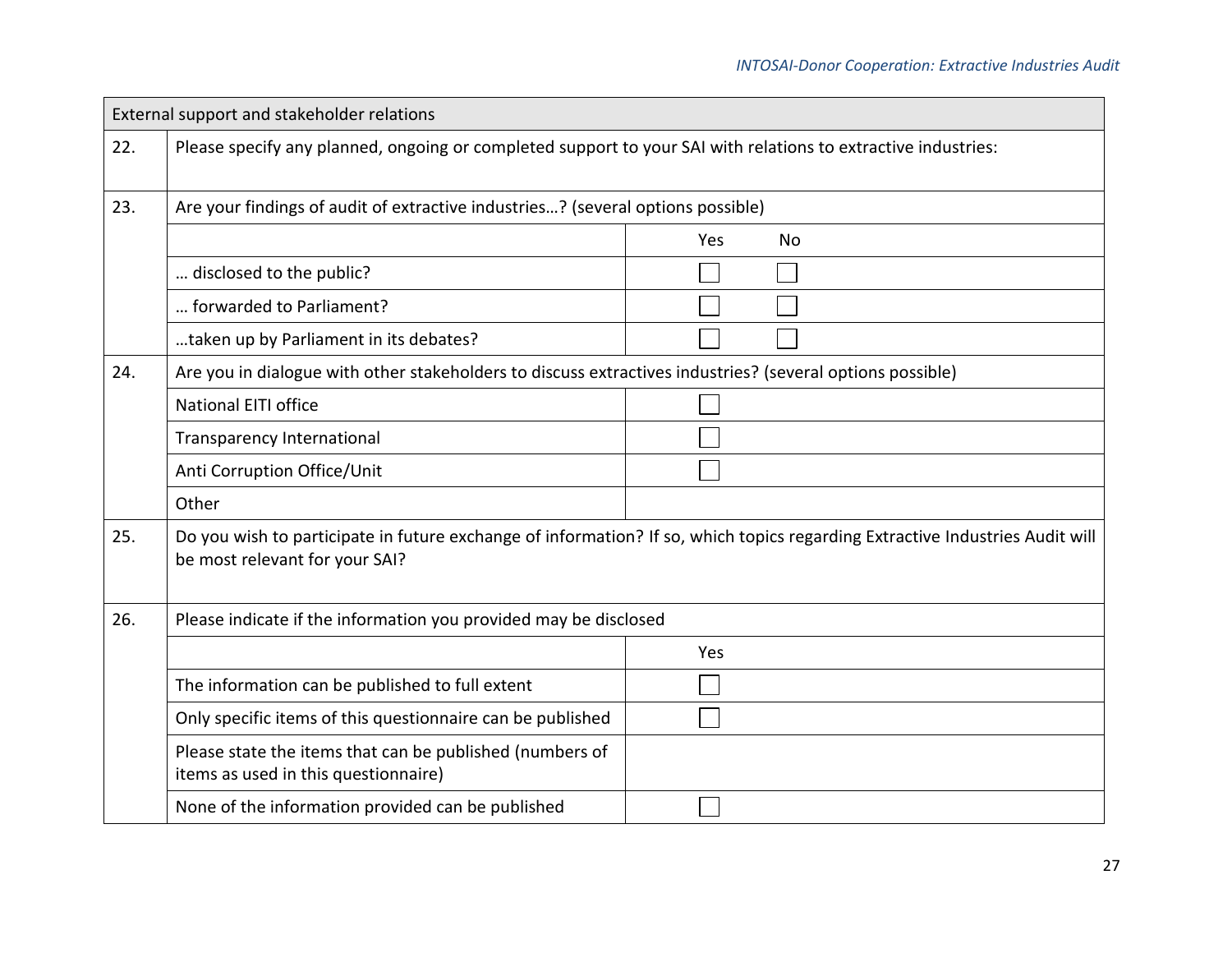| External support and stakeholder relations | | |
|---|---|---|
| 22. | Please specify any planned, ongoing or completed support to your SAI with relations to extractive industries: | |
| 23. | Are your findings of audit of extractive industries…? (several options possible) | |
| | | Yes No |
| | … disclosed to the public? | ☐ ☐ |
| | … forwarded to Parliament? | ☐ ☐ |
| | …taken up by Parliament in its debates? | ☐ ☐ |
| 24. | Are you in dialogue with other stakeholders to discuss extractives industries? (several options possible) | |
| | National EITI office | ☐ |
| | Transparency International | ☐ |
| | Anti Corruption Office/Unit | ☐ |
| | Other | |
| 25. | Do you wish to participate in future exchange of information? If so, which topics regarding Extractive Industries Audit will be most relevant for your SAI? | |
| 26. | Please indicate if the information you provided may be disclosed | |
| | | Yes |
| | The information can be published to full extent | ☐ |
| | Only specific items of this questionnaire can be published | ☐ |
| | Please state the items that can be published (numbers of items as used in this questionnaire) | |
| | None of the information provided can be published | ☐ |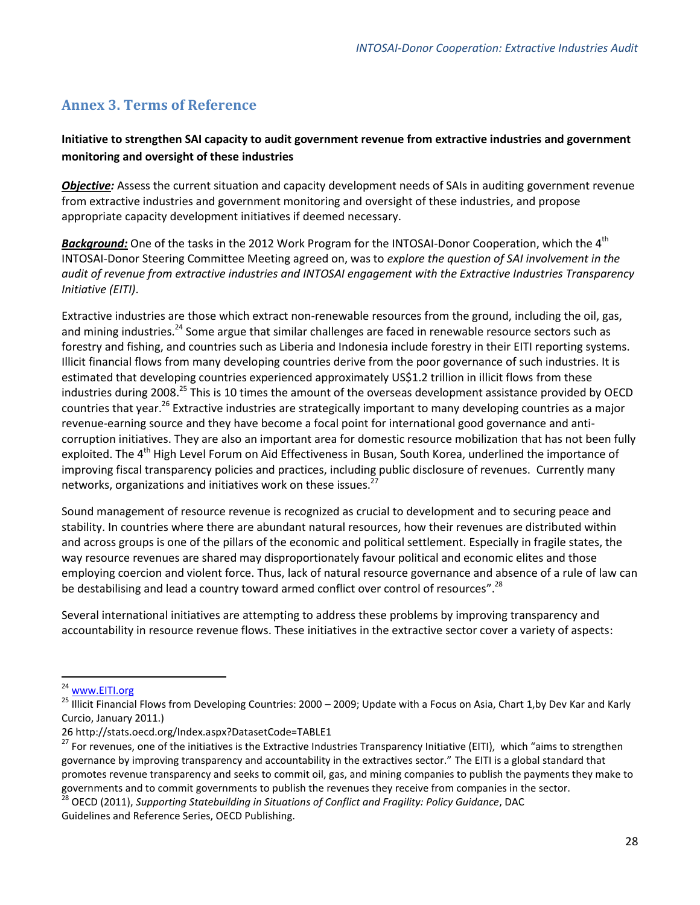## Annex 3. Terms of Reference

**Initiative to strengthen SAI capacity to audit government revenue from extractive industries and government monitoring and oversight of these industries**

***Objective:*** Assess the current situation and capacity development needs of SAIs in auditing government revenue from extractive industries and government monitoring and oversight of these industries, and propose appropriate capacity development initiatives if deemed necessary.

***Background:*** One of the tasks in the 2012 Work Program for the INTOSAI-Donor Cooperation, which the 4th INTOSAI-Donor Steering Committee Meeting agreed on, was to *explore the question of SAI involvement in the audit of revenue from extractive industries and INTOSAI engagement with the Extractive Industries Transparency Initiative (EITI)*.

Extractive industries are those which extract non-renewable resources from the ground, including the oil, gas, and mining industries.[24] Some argue that similar challenges are faced in renewable resource sectors such as forestry and fishing, and countries such as Liberia and Indonesia include forestry in their EITI reporting systems. Illicit financial flows from many developing countries derive from the poor governance of such industries. It is estimated that developing countries experienced approximately US$1.2 trillion in illicit flows from these industries during 2008.[25] This is 10 times the amount of the overseas development assistance provided by OECD countries that year.[26] Extractive industries are strategically important to many developing countries as a major revenue-earning source and they have become a focal point for international good governance and anti-corruption initiatives. They are also an important area for domestic resource mobilization that has not been fully exploited. The 4th High Level Forum on Aid Effectiveness in Busan, South Korea, underlined the importance of improving fiscal transparency policies and practices, including public disclosure of revenues. Currently many networks, organizations and initiatives work on these issues.[27]

Sound management of resource revenue is recognized as crucial to development and to securing peace and stability. In countries where there are abundant natural resources, how their revenues are distributed within and across groups is one of the pillars of the economic and political settlement. Especially in fragile states, the way resource revenues are shared may disproportionately favour political and economic elites and those employing coercion and violent force. Thus, lack of natural resource governance and absence of a rule of law can be destabilising and lead a country toward armed conflict over control of resources".[28]

Several international initiatives are attempting to address these problems by improving transparency and accountability in resource revenue flows. These initiatives in the extractive sector cover a variety of aspects:

---

[24] www.EITI.org

[25] Illicit Financial Flows from Developing Countries: 2000 – 2009; Update with a Focus on Asia, Chart 1,by Dev Kar and Karly Curcio, January 2011.)

26 http://stats.oecd.org/Index.aspx?DatasetCode=TABLE1

[27] For revenues, one of the initiatives is the Extractive Industries Transparency Initiative (EITI), which "aims to strengthen governance by improving transparency and accountability in the extractives sector." The EITI is a global standard that promotes revenue transparency and seeks to commit oil, gas, and mining companies to publish the payments they make to governments and to commit governments to publish the revenues they receive from companies in the sector.

[28] OECD (2011), *Supporting Statebuilding in Situations of Conflict and Fragility: Policy Guidance*, DAC Guidelines and Reference Series, OECD Publishing.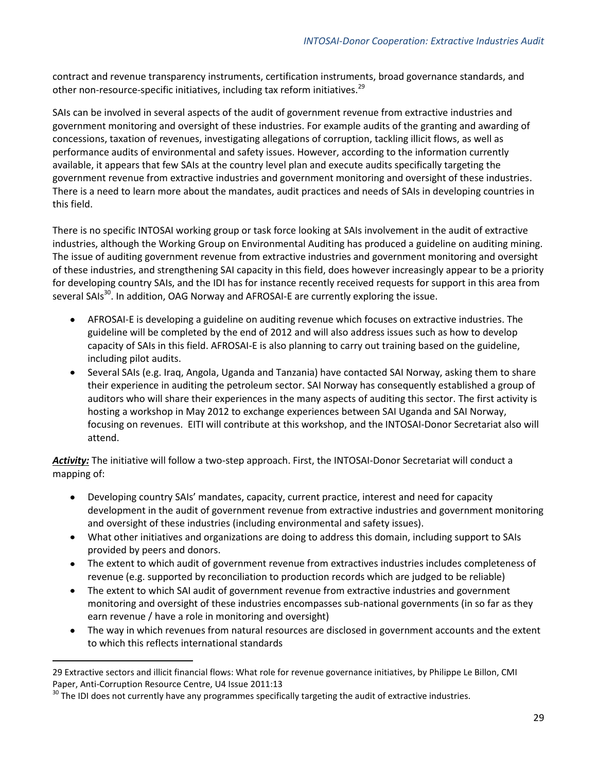contract and revenue transparency instruments, certification instruments, broad governance standards, and other non-resource-specific initiatives, including tax reform initiatives.[29]

SAIs can be involved in several aspects of the audit of government revenue from extractive industries and government monitoring and oversight of these industries. For example audits of the granting and awarding of concessions, taxation of revenues, investigating allegations of corruption, tackling illicit flows, as well as performance audits of environmental and safety issues. However, according to the information currently available, it appears that few SAIs at the country level plan and execute audits specifically targeting the government revenue from extractive industries and government monitoring and oversight of these industries. There is a need to learn more about the mandates, audit practices and needs of SAIs in developing countries in this field.

There is no specific INTOSAI working group or task force looking at SAIs involvement in the audit of extractive industries, although the Working Group on Environmental Auditing has produced a guideline on auditing mining. The issue of auditing government revenue from extractive industries and government monitoring and oversight of these industries, and strengthening SAI capacity in this field, does however increasingly appear to be a priority for developing country SAIs, and the IDI has for instance recently received requests for support in this area from several SAIs[30]. In addition, OAG Norway and AFROSAI-E are currently exploring the issue.

- AFROSAI-E is developing a guideline on auditing revenue which focuses on extractive industries. The guideline will be completed by the end of 2012 and will also address issues such as how to develop capacity of SAIs in this field. AFROSAI-E is also planning to carry out training based on the guideline, including pilot audits.
- Several SAIs (e.g. Iraq, Angola, Uganda and Tanzania) have contacted SAI Norway, asking them to share their experience in auditing the petroleum sector. SAI Norway has consequently established a group of auditors who will share their experiences in the many aspects of auditing this sector. The first activity is hosting a workshop in May 2012 to exchange experiences between SAI Uganda and SAI Norway, focusing on revenues. EITI will contribute at this workshop, and the INTOSAI-Donor Secretariat also will attend.

***Activity:*** The initiative will follow a two-step approach. First, the INTOSAI-Donor Secretariat will conduct a mapping of:

- Developing country SAIs' mandates, capacity, current practice, interest and need for capacity development in the audit of government revenue from extractive industries and government monitoring and oversight of these industries (including environmental and safety issues).
- What other initiatives and organizations are doing to address this domain, including support to SAIs provided by peers and donors.
- The extent to which audit of government revenue from extractives industries includes completeness of revenue (e.g. supported by reconciliation to production records which are judged to be reliable)
- The extent to which SAI audit of government revenue from extractive industries and government monitoring and oversight of these industries encompasses sub-national governments (in so far as they earn revenue / have a role in monitoring and oversight)
- The way in which revenues from natural resources are disclosed in government accounts and the extent to which this reflects international standards

---

29 Extractive sectors and illicit financial flows: What role for revenue governance initiatives, by Philippe Le Billon, CMI Paper, Anti-Corruption Resource Centre, U4 Issue 2011:13

30 The IDI does not currently have any programmes specifically targeting the audit of extractive industries.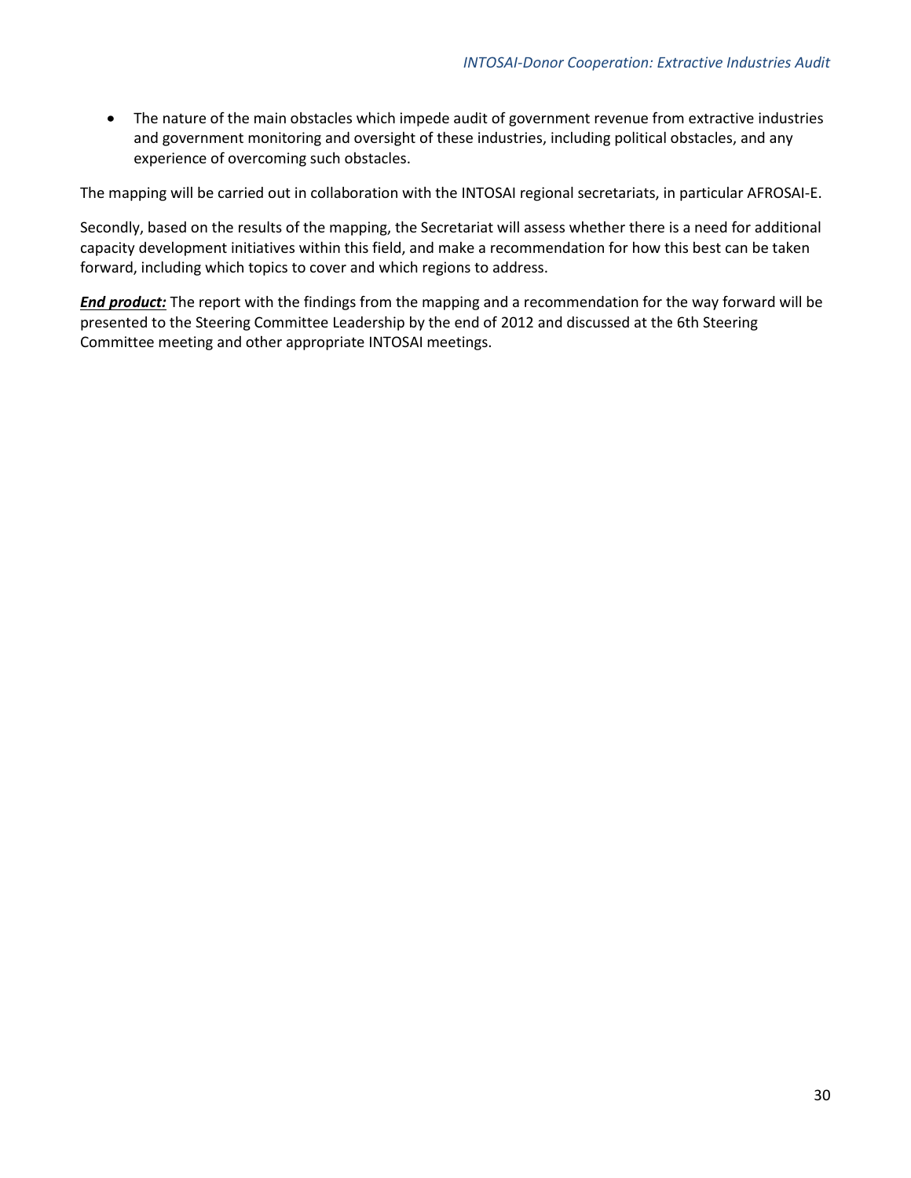- The nature of the main obstacles which impede audit of government revenue from extractive industries and government monitoring and oversight of these industries, including political obstacles, and any experience of overcoming such obstacles.

The mapping will be carried out in collaboration with the INTOSAI regional secretariats, in particular AFROSAI-E.

Secondly, based on the results of the mapping, the Secretariat will assess whether there is a need for additional capacity development initiatives within this field, and make a recommendation for how this best can be taken forward, including which topics to cover and which regions to address.

***End product:*** The report with the findings from the mapping and a recommendation for the way forward will be presented to the Steering Committee Leadership by the end of 2012 and discussed at the 6th Steering Committee meeting and other appropriate INTOSAI meetings.